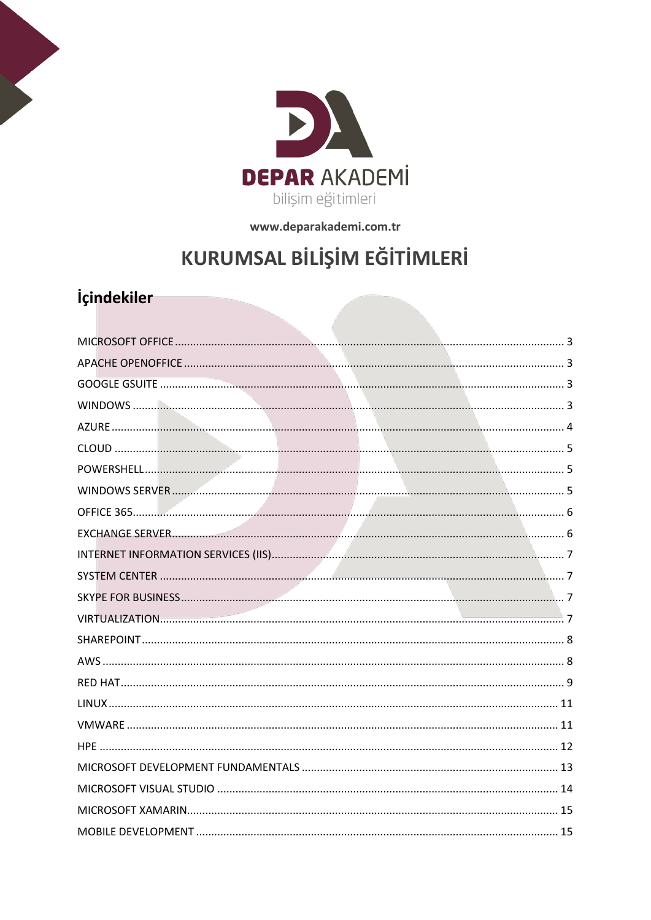DEPAR AKADEMİ

bilişim eğitimleri

www.deparakademi.com.tr

# KURUMSAL BİLİŞİM EĞİTİMLERİ

## İçindekiler

MICROSOFT OFFICE ........ 3
APACHE OPENOFFICE ........ 3
GOOGLE GSUITE ........ 3
WINDOWS ........ 3
AZURE ........ 4
CLOUD ........ 5
POWERSHELL ........ 5
WINDOWS SERVER ........ 5
OFFICE 365 ........ 6
EXCHANGE SERVER ........ 6
INTERNET INFORMATION SERVICES (IIS) ........ 7
SYSTEM CENTER ........ 7
SKYPE FOR BUSINESS ........ 7
VIRTUALIZATION ........ 7
SHAREPOINT ........ 8
AWS ........ 8
RED HAT ........ 9
LINUX ........ 11
VMWARE ........ 11
HPE ........ 12
MICROSOFT DEVELOPMENT FUNDAMENTALS ........ 13
MICROSOFT VISUAL STUDIO ........ 14
MICROSOFT XAMARIN ........ 15
MOBILE DEVELOPMENT ........ 15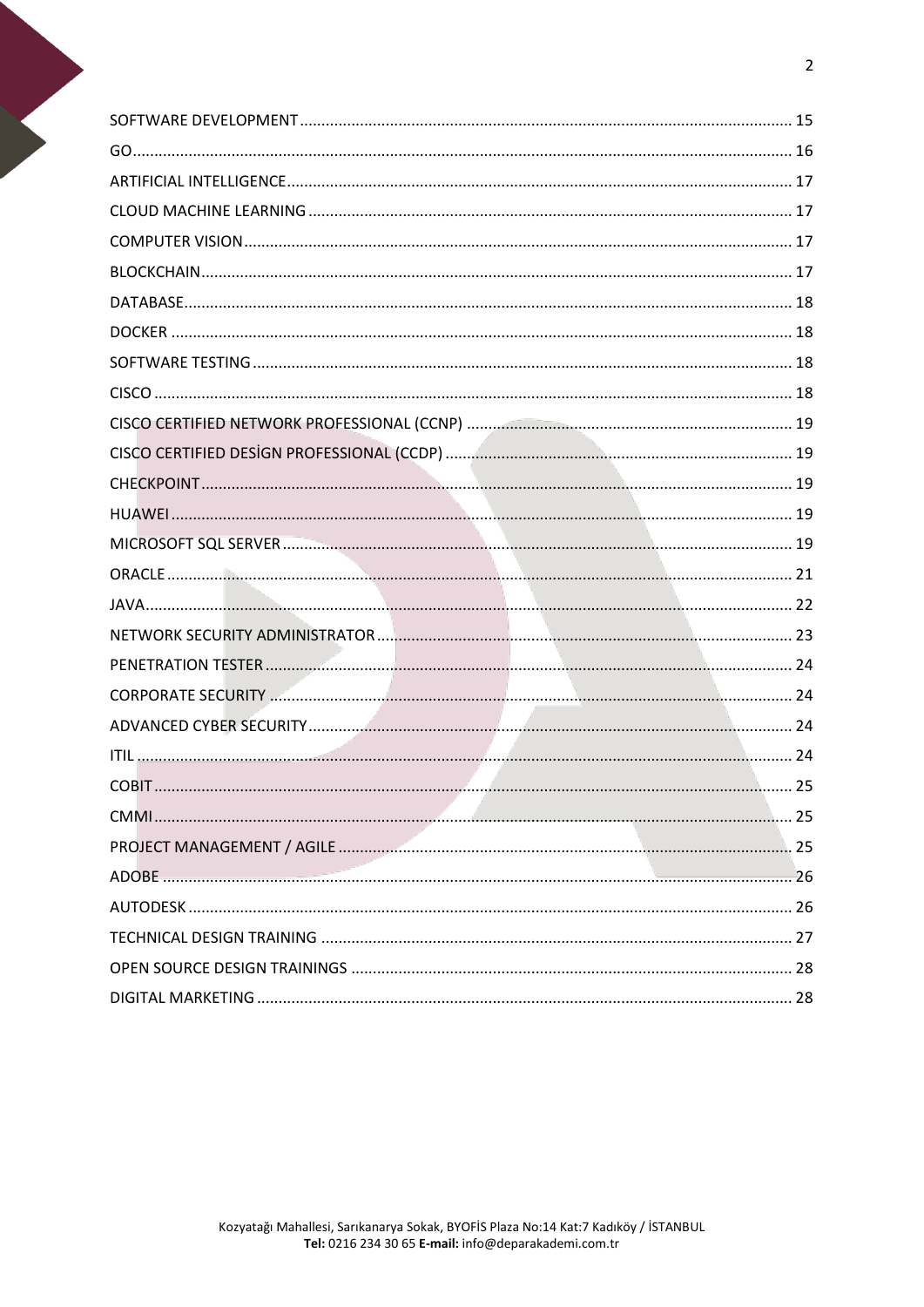SOFTWARE DEVELOPMENT ........................................................................................................ 15
GO ........................................................................................................................................... 16
ARTIFICIAL INTELLIGENCE .................................................................................................. 17
CLOUD MACHINE LEARNING ............................................................................................... 17
COMPUTER VISION ............................................................................................................... 17
BLOCKCHAIN ......................................................................................................................... 17
DATABASE .............................................................................................................................. 18
DOCKER .................................................................................................................................. 18
SOFTWARE TESTING ............................................................................................................. 18
CISCO ...................................................................................................................................... 18
CISCO CERTIFIED NETWORK PROFESSIONAL (CCNP) ......................................................... 19
CISCO CERTIFIED DESİGN PROFESSIONAL (CCDP) .............................................................. 19
CHECKPOINT ......................................................................................................................... 19
HUAWEI ................................................................................................................................. 19
MICROSOFT SQL SERVER ..................................................................................................... 19
ORACLE .................................................................................................................................. 21
JAVA ........................................................................................................................................ 22
NETWORK SECURITY ADMINISTRATOR ............................................................................... 23
PENETRATION TESTER .......................................................................................................... 24
CORPORATE SECURITY ......................................................................................................... 24
ADVANCED CYBER SECURITY ............................................................................................... 24
ITIL .......................................................................................................................................... 24
COBIT ...................................................................................................................................... 25
CMMI ...................................................................................................................................... 25
PROJECT MANAGEMENT / AGILE ........................................................................................ 25
ADOBE .................................................................................................................................... 26
AUTODESK ............................................................................................................................. 26
TECHNICAL DESIGN TRAINING ............................................................................................ 27
OPEN SOURCE DESIGN TRAININGS ...................................................................................... 28
DIGITAL MARKETING ............................................................................................................ 28

Kozyatağı Mahallesi, Sarıkanarya Sokak, BYOFİS Plaza No:14 Kat:7 Kadıköy / İSTANBUL
**Tel:** 0216 234 30 65 **E-mail:** info@deparakademi.com.tr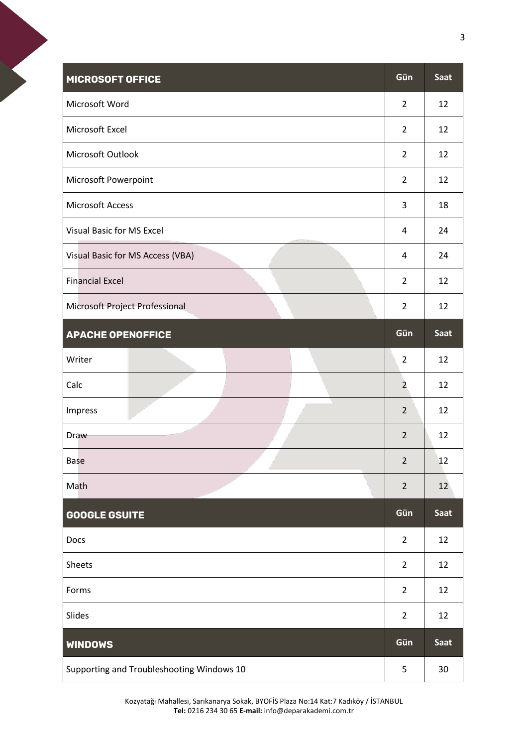| MICROSOFT OFFICE | Gün | Saat |
|---|---|---|
| Microsoft Word | 2 | 12 |
| Microsoft Excel | 2 | 12 |
| Microsoft Outlook | 2 | 12 |
| Microsoft Powerpoint | 2 | 12 |
| Microsoft Access | 3 | 18 |
| Visual Basic for MS Excel | 4 | 24 |
| Visual Basic for MS Access (VBA) | 4 | 24 |
| Financial Excel | 2 | 12 |
| Microsoft Project Professional | 2 | 12 |

| APACHE OPENOFFICE | Gün | Saat |
|---|---|---|
| Writer | 2 | 12 |
| Calc | 2 | 12 |
| Impress | 2 | 12 |
| Draw | 2 | 12 |
| Base | 2 | 12 |
| Math | 2 | 12 |

| GOOGLE GSUITE | Gün | Saat |
|---|---|---|
| Docs | 2 | 12 |
| Sheets | 2 | 12 |
| Forms | 2 | 12 |
| Slides | 2 | 12 |

| WINDOWS | Gün | Saat |
|---|---|---|
| Supporting and Troubleshooting Windows 10 | 5 | 30 |

Kozyatağı Mahallesi, Sarıkanarya Sokak, BYOFİS Plaza No:14 Kat:7 Kadıköy / İSTANBUL
**Tel:** 0216 234 30 65 **E-mail:** info@deparakademi.com.tr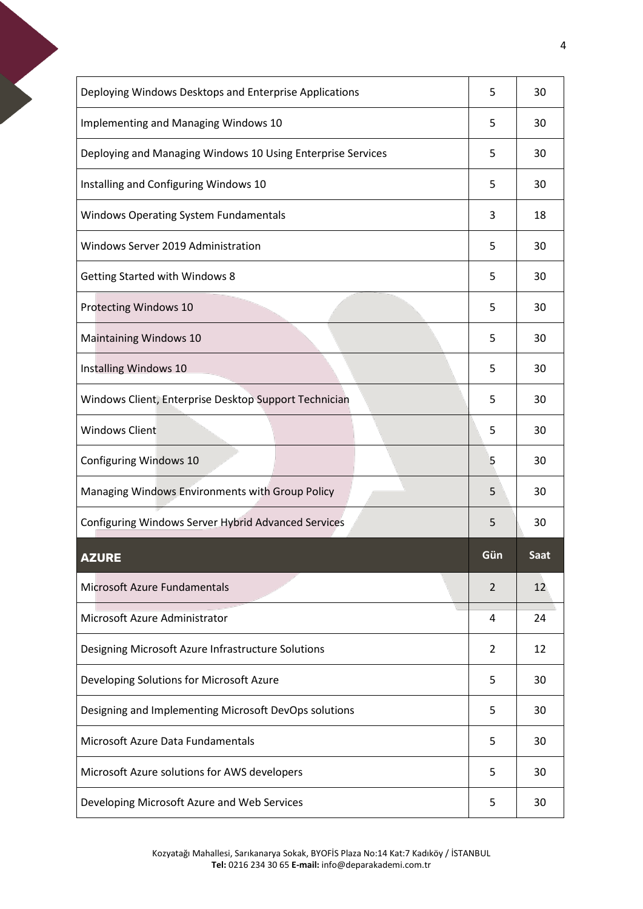| Deploying Windows Desktops and Enterprise Applications | 5 | 30 |
|---|---|---|
| Implementing and Managing Windows 10 | 5 | 30 |
| Deploying and Managing Windows 10 Using Enterprise Services | 5 | 30 |
| Installing and Configuring Windows 10 | 5 | 30 |
| Windows Operating System Fundamentals | 3 | 18 |
| Windows Server 2019 Administration | 5 | 30 |
| Getting Started with Windows 8 | 5 | 30 |
| Protecting Windows 10 | 5 | 30 |
| Maintaining Windows 10 | 5 | 30 |
| Installing Windows 10 | 5 | 30 |
| Windows Client, Enterprise Desktop Support Technician | 5 | 30 |
| Windows Client | 5 | 30 |
| Configuring Windows 10 | 5 | 30 |
| Managing Windows Environments with Group Policy | 5 | 30 |
| Configuring Windows Server Hybrid Advanced Services | 5 | 30 |

| **AZURE** | **Gün** | **Saat** |
|---|---|---|
| Microsoft Azure Fundamentals | 2 | 12 |
| Microsoft Azure Administrator | 4 | 24 |
| Designing Microsoft Azure Infrastructure Solutions | 2 | 12 |
| Developing Solutions for Microsoft Azure | 5 | 30 |
| Designing and Implementing Microsoft DevOps solutions | 5 | 30 |
| Microsoft Azure Data Fundamentals | 5 | 30 |
| Microsoft Azure solutions for AWS developers | 5 | 30 |
| Developing Microsoft Azure and Web Services | 5 | 30 |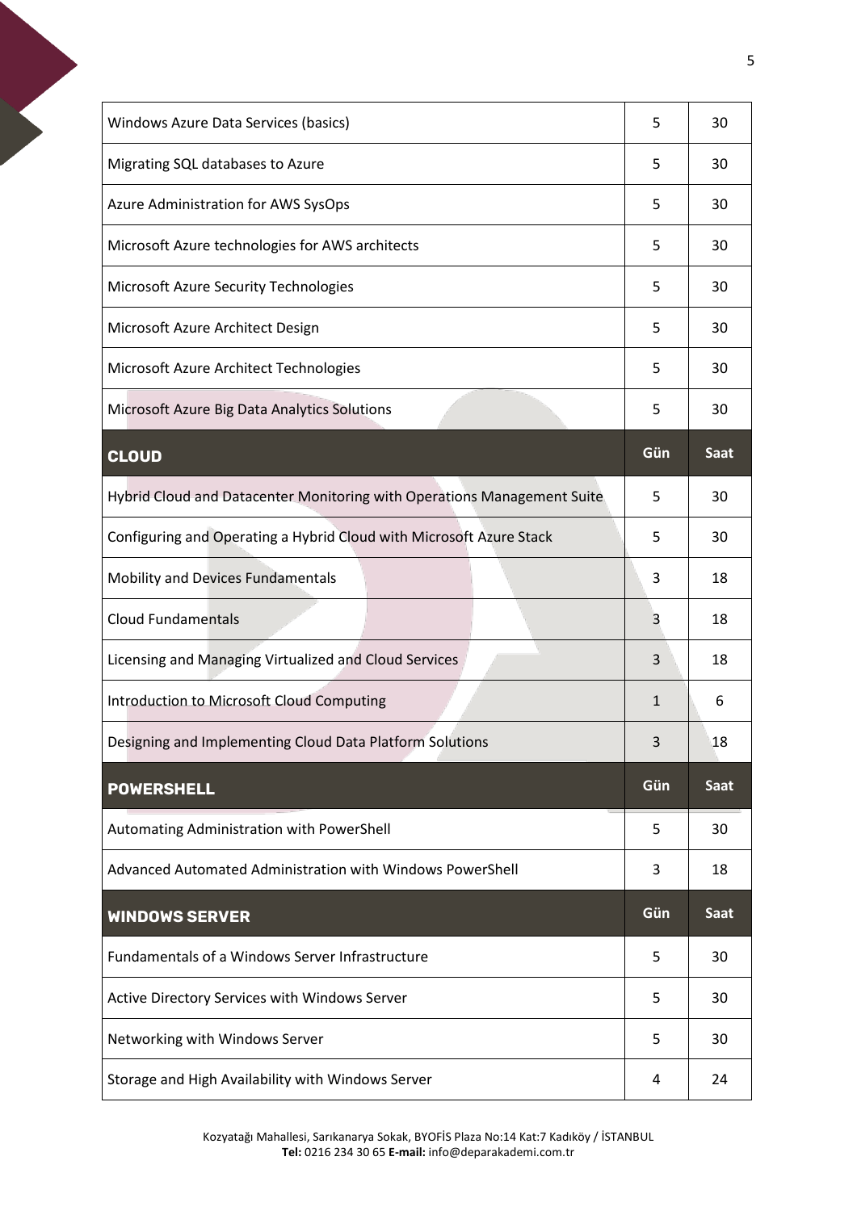| | | |
|---|---|---|
| Windows Azure Data Services (basics) | 5 | 30 |
| Migrating SQL databases to Azure | 5 | 30 |
| Azure Administration for AWS SysOps | 5 | 30 |
| Microsoft Azure technologies for AWS architects | 5 | 30 |
| Microsoft Azure Security Technologies | 5 | 30 |
| Microsoft Azure Architect Design | 5 | 30 |
| Microsoft Azure Architect Technologies | 5 | 30 |
| Microsoft Azure Big Data Analytics Solutions | 5 | 30 |

| CLOUD | Gün | Saat |
|---|---|---|
| Hybrid Cloud and Datacenter Monitoring with Operations Management Suite | 5 | 30 |
| Configuring and Operating a Hybrid Cloud with Microsoft Azure Stack | 5 | 30 |
| Mobility and Devices Fundamentals | 3 | 18 |
| Cloud Fundamentals | 3 | 18 |
| Licensing and Managing Virtualized and Cloud Services | 3 | 18 |
| Introduction to Microsoft Cloud Computing | 1 | 6 |
| Designing and Implementing Cloud Data Platform Solutions | 3 | 18 |

| POWERSHELL | Gün | Saat |
|---|---|---|
| Automating Administration with PowerShell | 5 | 30 |
| Advanced Automated Administration with Windows PowerShell | 3 | 18 |

| WINDOWS SERVER | Gün | Saat |
|---|---|---|
| Fundamentals of a Windows Server Infrastructure | 5 | 30 |
| Active Directory Services with Windows Server | 5 | 30 |
| Networking with Windows Server | 5 | 30 |
| Storage and High Availability with Windows Server | 4 | 24 |

Kozyatağı Mahallesi, Sarıkanarya Sokak, BYOFİS Plaza No:14 Kat:7 Kadıköy / İSTANBUL
**Tel:** 0216 234 30 65 **E-mail:** info@deparakademi.com.tr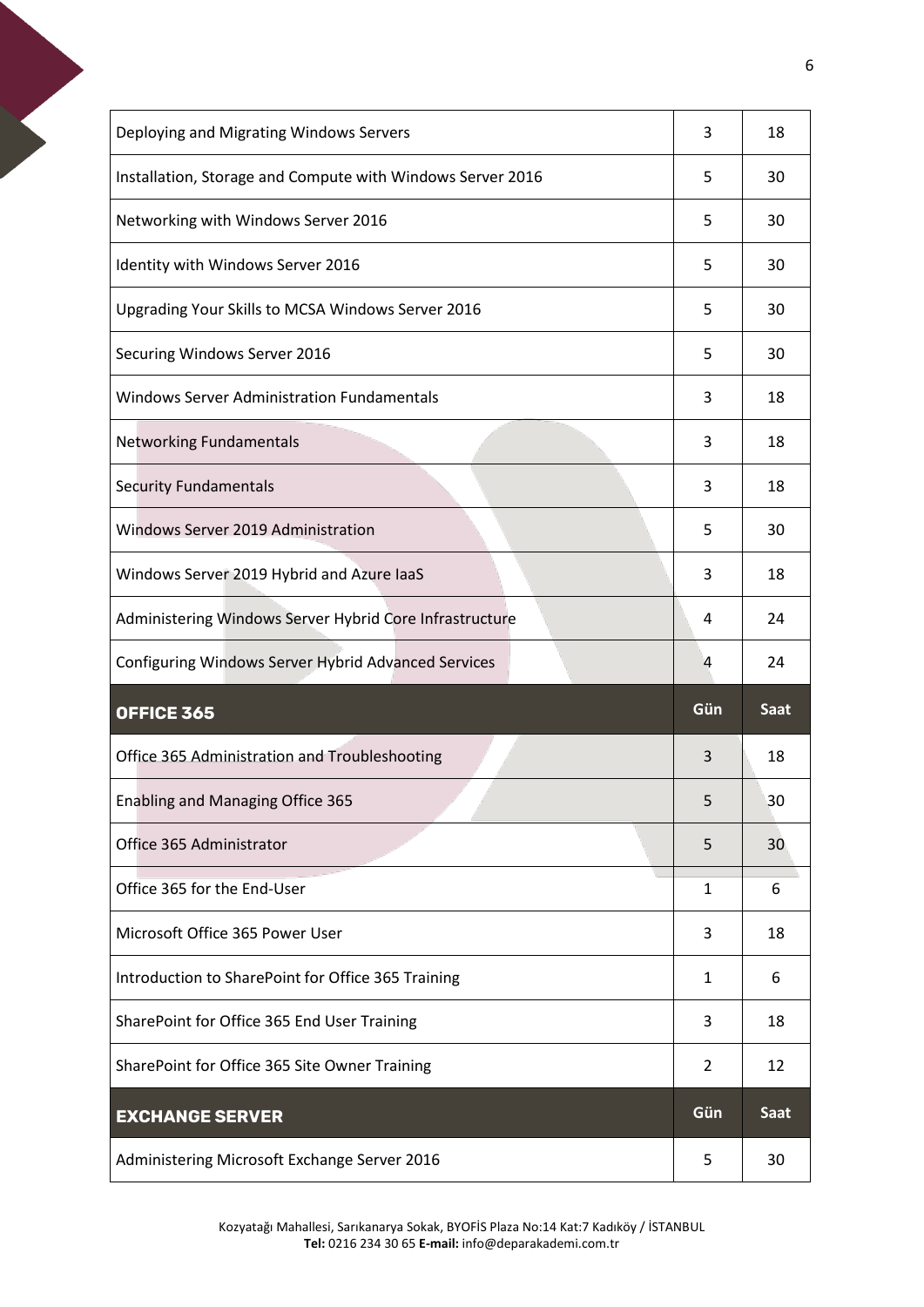| | | |
|---|---|---|
| Deploying and Migrating Windows Servers | 3 | 18 |
| Installation, Storage and Compute with Windows Server 2016 | 5 | 30 |
| Networking with Windows Server 2016 | 5 | 30 |
| Identity with Windows Server 2016 | 5 | 30 |
| Upgrading Your Skills to MCSA Windows Server 2016 | 5 | 30 |
| Securing Windows Server 2016 | 5 | 30 |
| Windows Server Administration Fundamentals | 3 | 18 |
| Networking Fundamentals | 3 | 18 |
| Security Fundamentals | 3 | 18 |
| Windows Server 2019 Administration | 5 | 30 |
| Windows Server 2019 Hybrid and Azure IaaS | 3 | 18 |
| Administering Windows Server Hybrid Core Infrastructure | 4 | 24 |
| Configuring Windows Server Hybrid Advanced Services | 4 | 24 |

| OFFICE 365 | Gün | Saat |
|---|---|---|
| Office 365 Administration and Troubleshooting | 3 | 18 |
| Enabling and Managing Office 365 | 5 | 30 |
| Office 365 Administrator | 5 | 30 |
| Office 365 for the End-User | 1 | 6 |
| Microsoft Office 365 Power User | 3 | 18 |
| Introduction to SharePoint for Office 365 Training | 1 | 6 |
| SharePoint for Office 365 End User Training | 3 | 18 |
| SharePoint for Office 365 Site Owner Training | 2 | 12 |

| EXCHANGE SERVER | Gün | Saat |
|---|---|---|
| Administering Microsoft Exchange Server 2016 | 5 | 30 |

Kozyatağı Mahallesi, Sarıkanarya Sokak, BYOFİS Plaza No:14 Kat:7 Kadıköy / İSTANBUL
**Tel:** 0216 234 30 65 **E-mail:** info@deparakademi.com.tr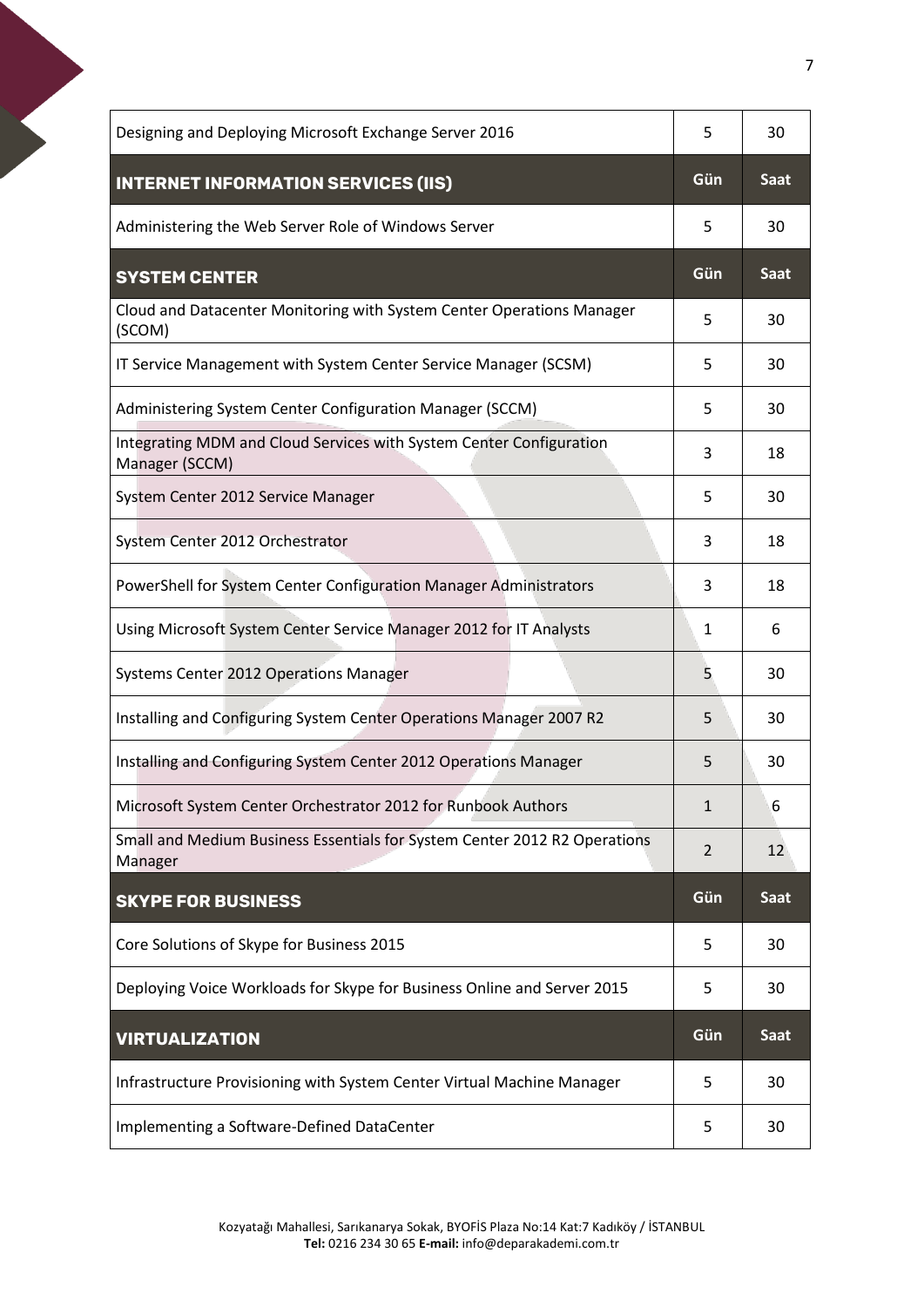| Designing and Deploying Microsoft Exchange Server 2016 | 5 | 30 |
|---|---|---|
| **INTERNET INFORMATION SERVICES (IIS)** | **Gün** | **Saat** |
| Administering the Web Server Role of Windows Server | 5 | 30 |
| **SYSTEM CENTER** | **Gün** | **Saat** |
| Cloud and Datacenter Monitoring with System Center Operations Manager (SCOM) | 5 | 30 |
| IT Service Management with System Center Service Manager (SCSM) | 5 | 30 |
| Administering System Center Configuration Manager (SCCM) | 5 | 30 |
| Integrating MDM and Cloud Services with System Center Configuration Manager (SCCM) | 3 | 18 |
| System Center 2012 Service Manager | 5 | 30 |
| System Center 2012 Orchestrator | 3 | 18 |
| PowerShell for System Center Configuration Manager Administrators | 3 | 18 |
| Using Microsoft System Center Service Manager 2012 for IT Analysts | 1 | 6 |
| Systems Center 2012 Operations Manager | 5 | 30 |
| Installing and Configuring System Center Operations Manager 2007 R2 | 5 | 30 |
| Installing and Configuring System Center 2012 Operations Manager | 5 | 30 |
| Microsoft System Center Orchestrator 2012 for Runbook Authors | 1 | 6 |
| Small and Medium Business Essentials for System Center 2012 R2 Operations Manager | 2 | 12 |
| **SKYPE FOR BUSINESS** | **Gün** | **Saat** |
| Core Solutions of Skype for Business 2015 | 5 | 30 |
| Deploying Voice Workloads for Skype for Business Online and Server 2015 | 5 | 30 |
| **VIRTUALIZATION** | **Gün** | **Saat** |
| Infrastructure Provisioning with System Center Virtual Machine Manager | 5 | 30 |
| Implementing a Software-Defined DataCenter | 5 | 30 |

Kozyatağı Mahallesi, Sarıkanarya Sokak, BYOFİS Plaza No:14 Kat:7 Kadıköy / İSTANBUL
**Tel:** 0216 234 30 65 **E-mail:** info@deparakademi.com.tr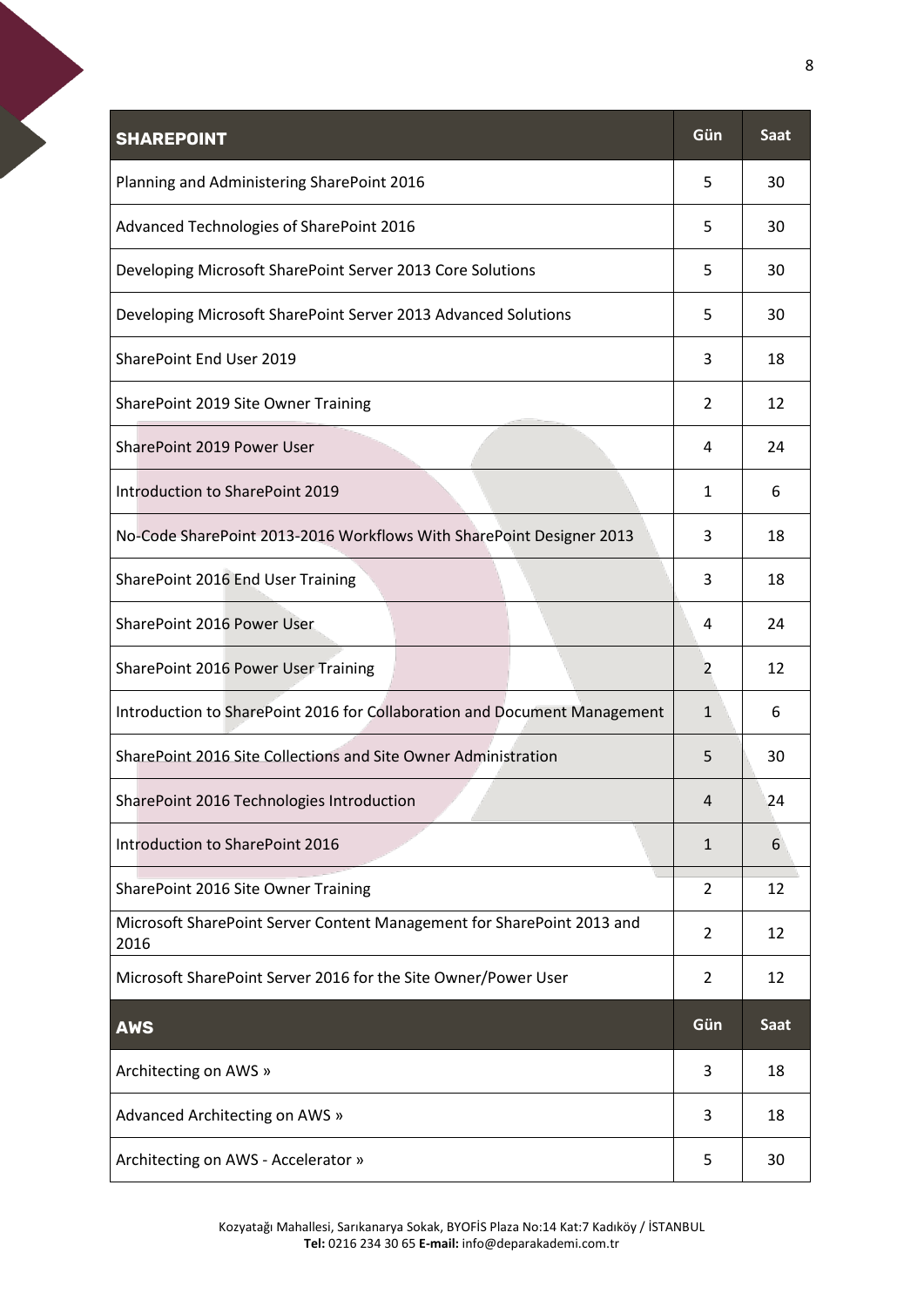| SHAREPOINT | Gün | Saat |
|---|---|---|
| Planning and Administering SharePoint 2016 | 5 | 30 |
| Advanced Technologies of SharePoint 2016 | 5 | 30 |
| Developing Microsoft SharePoint Server 2013 Core Solutions | 5 | 30 |
| Developing Microsoft SharePoint Server 2013 Advanced Solutions | 5 | 30 |
| SharePoint End User 2019 | 3 | 18 |
| SharePoint 2019 Site Owner Training | 2 | 12 |
| SharePoint 2019 Power User | 4 | 24 |
| Introduction to SharePoint 2019 | 1 | 6 |
| No-Code SharePoint 2013-2016 Workflows With SharePoint Designer 2013 | 3 | 18 |
| SharePoint 2016 End User Training | 3 | 18 |
| SharePoint 2016 Power User | 4 | 24 |
| SharePoint 2016 Power User Training | 2 | 12 |
| Introduction to SharePoint 2016 for Collaboration and Document Management | 1 | 6 |
| SharePoint 2016 Site Collections and Site Owner Administration | 5 | 30 |
| SharePoint 2016 Technologies Introduction | 4 | 24 |
| Introduction to SharePoint 2016 | 1 | 6 |
| SharePoint 2016 Site Owner Training | 2 | 12 |
| Microsoft SharePoint Server Content Management for SharePoint 2013 and 2016 | 2 | 12 |
| Microsoft SharePoint Server 2016 for the Site Owner/Power User | 2 | 12 |

| AWS | Gün | Saat |
|---|---|---|
| Architecting on AWS » | 3 | 18 |
| Advanced Architecting on AWS » | 3 | 18 |
| Architecting on AWS - Accelerator » | 5 | 30 |

Kozyatağı Mahallesi, Sarıkanarya Sokak, BYOFİS Plaza No:14 Kat:7 Kadıköy / İSTANBUL
**Tel:** 0216 234 30 65 **E-mail:** info@deparakademi.com.tr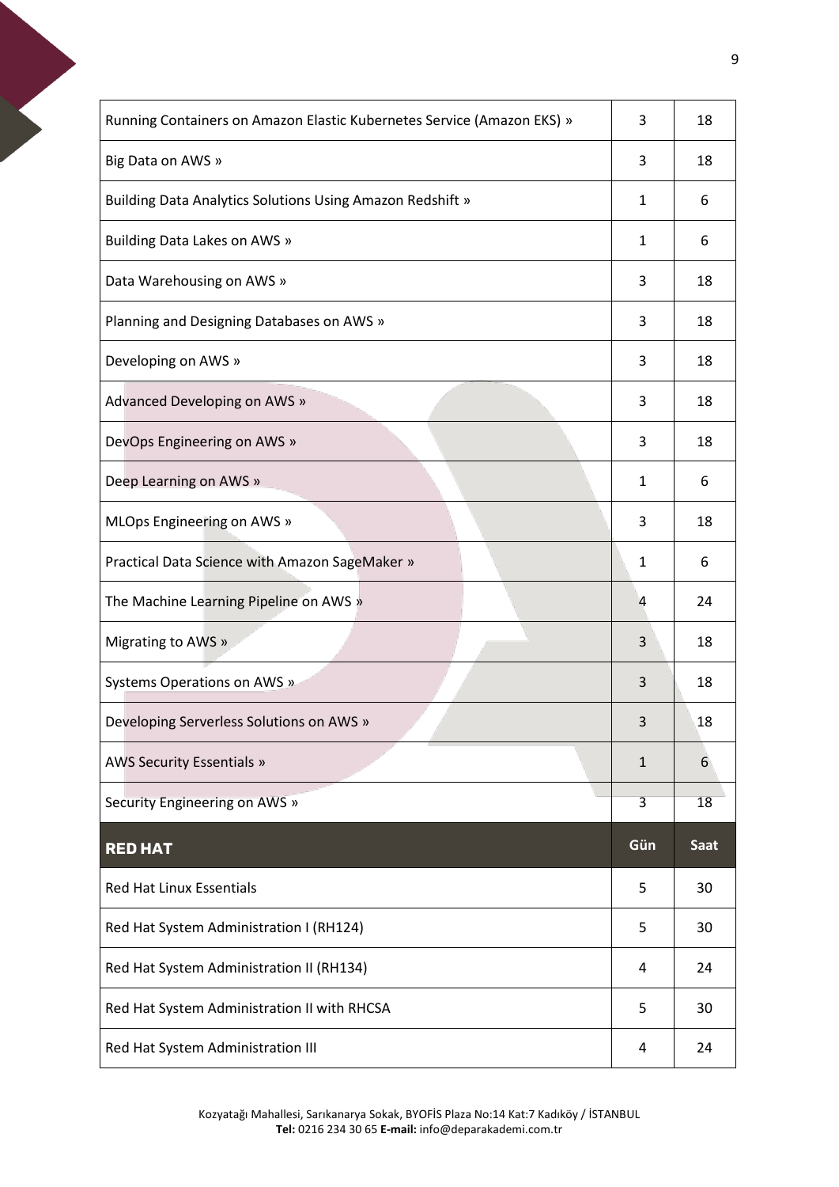| | | |
|---|---|---|
| Running Containers on Amazon Elastic Kubernetes Service (Amazon EKS) » | 3 | 18 |
| Big Data on AWS » | 3 | 18 |
| Building Data Analytics Solutions Using Amazon Redshift » | 1 | 6 |
| Building Data Lakes on AWS » | 1 | 6 |
| Data Warehousing on AWS » | 3 | 18 |
| Planning and Designing Databases on AWS » | 3 | 18 |
| Developing on AWS » | 3 | 18 |
| Advanced Developing on AWS » | 3 | 18 |
| DevOps Engineering on AWS » | 3 | 18 |
| Deep Learning on AWS » | 1 | 6 |
| MLOps Engineering on AWS » | 3 | 18 |
| Practical Data Science with Amazon SageMaker » | 1 | 6 |
| The Machine Learning Pipeline on AWS » | 4 | 24 |
| Migrating to AWS » | 3 | 18 |
| Systems Operations on AWS » | 3 | 18 |
| Developing Serverless Solutions on AWS » | 3 | 18 |
| AWS Security Essentials » | 1 | 6 |
| Security Engineering on AWS » | 3 | 18 |

| **RED HAT** | **Gün** | **Saat** |
|---|---|---|
| Red Hat Linux Essentials | 5 | 30 |
| Red Hat System Administration I (RH124) | 5 | 30 |
| Red Hat System Administration II (RH134) | 4 | 24 |
| Red Hat System Administration II with RHCSA | 5 | 30 |
| Red Hat System Administration III | 4 | 24 |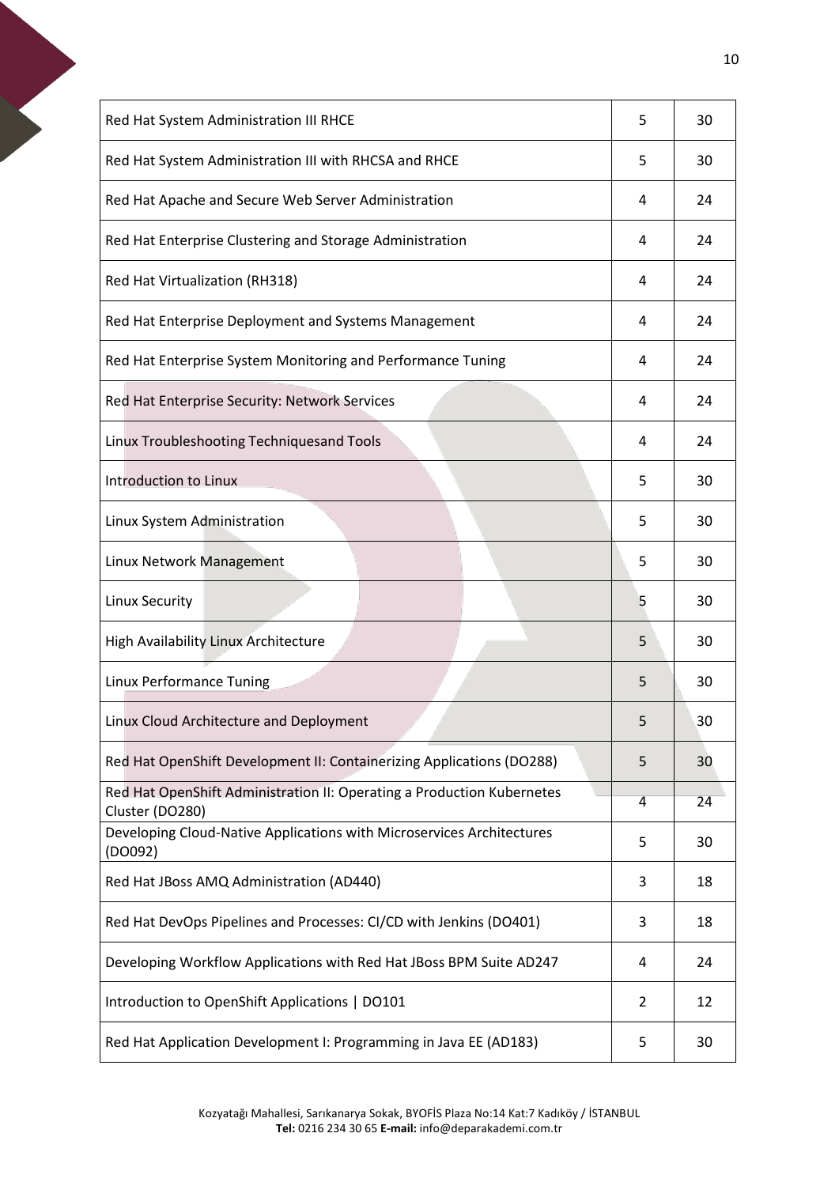| | | |
|---|---|---|
| Red Hat System Administration III RHCE | 5 | 30 |
| Red Hat System Administration III with RHCSA and RHCE | 5 | 30 |
| Red Hat Apache and Secure Web Server Administration | 4 | 24 |
| Red Hat Enterprise Clustering and Storage Administration | 4 | 24 |
| Red Hat Virtualization (RH318) | 4 | 24 |
| Red Hat Enterprise Deployment and Systems Management | 4 | 24 |
| Red Hat Enterprise System Monitoring and Performance Tuning | 4 | 24 |
| Red Hat Enterprise Security: Network Services | 4 | 24 |
| Linux Troubleshooting Techniquesand Tools | 4 | 24 |
| Introduction to Linux | 5 | 30 |
| Linux System Administration | 5 | 30 |
| Linux Network Management | 5 | 30 |
| Linux Security | 5 | 30 |
| High Availability Linux Architecture | 5 | 30 |
| Linux Performance Tuning | 5 | 30 |
| Linux Cloud Architecture and Deployment | 5 | 30 |
| Red Hat OpenShift Development II: Containerizing Applications (DO288) | 5 | 30 |
| Red Hat OpenShift Administration II: Operating a Production Kubernetes Cluster (DO280) | 4 | 24 |
| Developing Cloud-Native Applications with Microservices Architectures (DO092) | 5 | 30 |
| Red Hat JBoss AMQ Administration (AD440) | 3 | 18 |
| Red Hat DevOps Pipelines and Processes: CI/CD with Jenkins (DO401) | 3 | 18 |
| Developing Workflow Applications with Red Hat JBoss BPM Suite AD247 | 4 | 24 |
| Introduction to OpenShift Applications \| DO101 | 2 | 12 |
| Red Hat Application Development I: Programming in Java EE (AD183) | 5 | 30 |

Kozyatağı Mahallesi, Sarıkanarya Sokak, BYOFİS Plaza No:14 Kat:7 Kadıköy / İSTANBUL
**Tel:** 0216 234 30 65 **E-mail:** info@deparakademi.com.tr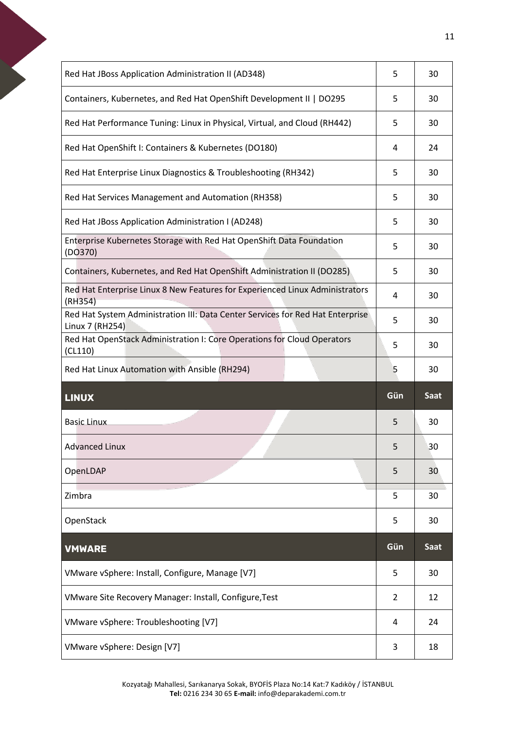| | | |
|---|---|---|
| Red Hat JBoss Application Administration II (AD348) | 5 | 30 |
| Containers, Kubernetes, and Red Hat OpenShift Development II \| DO295 | 5 | 30 |
| Red Hat Performance Tuning: Linux in Physical, Virtual, and Cloud (RH442) | 5 | 30 |
| Red Hat OpenShift I: Containers & Kubernetes (DO180) | 4 | 24 |
| Red Hat Enterprise Linux Diagnostics & Troubleshooting (RH342) | 5 | 30 |
| Red Hat Services Management and Automation (RH358) | 5 | 30 |
| Red Hat JBoss Application Administration I (AD248) | 5 | 30 |
| Enterprise Kubernetes Storage with Red Hat OpenShift Data Foundation (DO370) | 5 | 30 |
| Containers, Kubernetes, and Red Hat OpenShift Administration II (DO285) | 5 | 30 |
| Red Hat Enterprise Linux 8 New Features for Experienced Linux Administrators (RH354) | 4 | 30 |
| Red Hat System Administration III: Data Center Services for Red Hat Enterprise Linux 7 (RH254) | 5 | 30 |
| Red Hat OpenStack Administration I: Core Operations for Cloud Operators (CL110) | 5 | 30 |
| Red Hat Linux Automation with Ansible (RH294) | 5 | 30 |

| **LINUX** | **Gün** | **Saat** |
|---|---|---|
| Basic Linux | 5 | 30 |
| Advanced Linux | 5 | 30 |
| OpenLDAP | 5 | 30 |
| Zimbra | 5 | 30 |
| OpenStack | 5 | 30 |

| **VMWARE** | **Gün** | **Saat** |
|---|---|---|
| VMware vSphere: Install, Configure, Manage [V7] | 5 | 30 |
| VMware Site Recovery Manager: Install, Configure,Test | 2 | 12 |
| VMware vSphere: Troubleshooting [V7] | 4 | 24 |
| VMware vSphere: Design [V7] | 3 | 18 |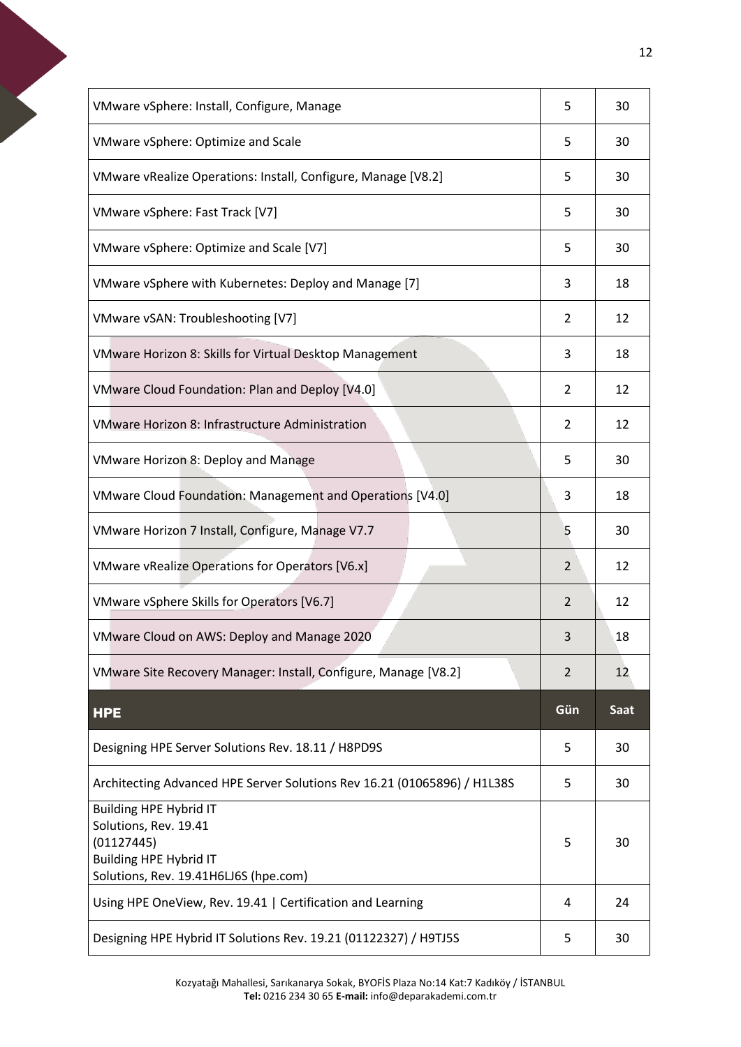| | | |
|---|---|---|
| VMware vSphere: Install, Configure, Manage | 5 | 30 |
| VMware vSphere: Optimize and Scale | 5 | 30 |
| VMware vRealize Operations: Install, Configure, Manage [V8.2] | 5 | 30 |
| VMware vSphere: Fast Track [V7] | 5 | 30 |
| VMware vSphere: Optimize and Scale [V7] | 5 | 30 |
| VMware vSphere with Kubernetes: Deploy and Manage [7] | 3 | 18 |
| VMware vSAN: Troubleshooting [V7] | 2 | 12 |
| VMware Horizon 8: Skills for Virtual Desktop Management | 3 | 18 |
| VMware Cloud Foundation: Plan and Deploy [V4.0] | 2 | 12 |
| VMware Horizon 8: Infrastructure Administration | 2 | 12 |
| VMware Horizon 8: Deploy and Manage | 5 | 30 |
| VMware Cloud Foundation: Management and Operations [V4.0] | 3 | 18 |
| VMware Horizon 7 Install, Configure, Manage V7.7 | 5 | 30 |
| VMware vRealize Operations for Operators [V6.x] | 2 | 12 |
| VMware vSphere Skills for Operators [V6.7] | 2 | 12 |
| VMware Cloud on AWS: Deploy and Manage 2020 | 3 | 18 |
| VMware Site Recovery Manager: Install, Configure, Manage [V8.2] | 2 | 12 |
| **HPE** | **Gün** | **Saat** |
| Designing HPE Server Solutions Rev. 18.11 / H8PD9S | 5 | 30 |
| Architecting Advanced HPE Server Solutions Rev 16.21 (01065896) / H1L38S | 5 | 30 |
| Building HPE Hybrid IT Solutions, Rev. 19.41 (01127445) Building HPE Hybrid IT Solutions, Rev. 19.41H6LJ6S (hpe.com) | 5 | 30 |
| Using HPE OneView, Rev. 19.41 \| Certification and Learning | 4 | 24 |
| Designing HPE Hybrid IT Solutions Rev. 19.21 (01122327) / H9TJ5S | 5 | 30 |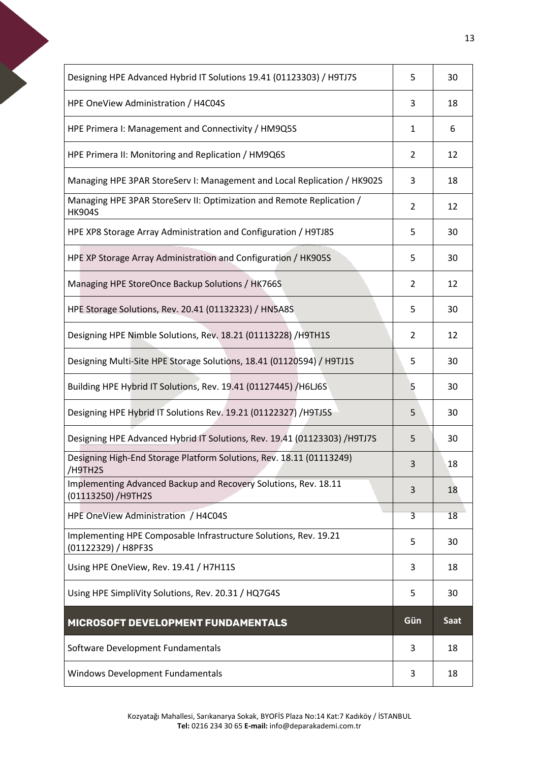| | | |
|---|---|---|
| Designing HPE Advanced Hybrid IT Solutions 19.41 (01123303) / H9TJ7S | 5 | 30 |
| HPE OneView Administration / H4C04S | 3 | 18 |
| HPE Primera I: Management and Connectivity / HM9Q5S | 1 | 6 |
| HPE Primera II: Monitoring and Replication / HM9Q6S | 2 | 12 |
| Managing HPE 3PAR StoreServ I: Management and Local Replication / HK902S | 3 | 18 |
| Managing HPE 3PAR StoreServ II: Optimization and Remote Replication / HK904S | 2 | 12 |
| HPE XP8 Storage Array Administration and Configuration / H9TJ8S | 5 | 30 |
| HPE XP Storage Array Administration and Configuration / HK905S | 5 | 30 |
| Managing HPE StoreOnce Backup Solutions / HK766S | 2 | 12 |
| HPE Storage Solutions, Rev. 20.41 (01132323) / HN5A8S | 5 | 30 |
| Designing HPE Nimble Solutions, Rev. 18.21 (01113228) /H9TH1S | 2 | 12 |
| Designing Multi-Site HPE Storage Solutions, 18.41 (01120594) / H9TJ1S | 5 | 30 |
| Building HPE Hybrid IT Solutions, Rev. 19.41 (01127445) /H6LJ6S | 5 | 30 |
| Designing HPE Hybrid IT Solutions Rev. 19.21 (01122327) /H9TJ5S | 5 | 30 |
| Designing HPE Advanced Hybrid IT Solutions, Rev. 19.41 (01123303) /H9TJ7S | 5 | 30 |
| Designing High-End Storage Platform Solutions, Rev. 18.11 (01113249) /H9TH2S | 3 | 18 |
| Implementing Advanced Backup and Recovery Solutions, Rev. 18.11 (01113250) /H9TH2S | 3 | 18 |
| HPE OneView Administration / H4C04S | 3 | 18 |
| Implementing HPE Composable Infrastructure Solutions, Rev. 19.21 (01122329) / H8PF3S | 5 | 30 |
| Using HPE OneView, Rev. 19.41 / H7H11S | 3 | 18 |
| Using HPE SimpliVity Solutions, Rev. 20.31 / HQ7G4S | 5 | 30 |

| **MICROSOFT DEVELOPMENT FUNDAMENTALS** | **Gün** | **Saat** |
|---|---|---|
| Software Development Fundamentals | 3 | 18 |
| Windows Development Fundamentals | 3 | 18 |

Kozyatağı Mahallesi, Sarıkanarya Sokak, BYOFİS Plaza No:14 Kat:7 Kadıköy / İSTANBUL
**Tel:** 0216 234 30 65 **E-mail:** info@deparakademi.com.tr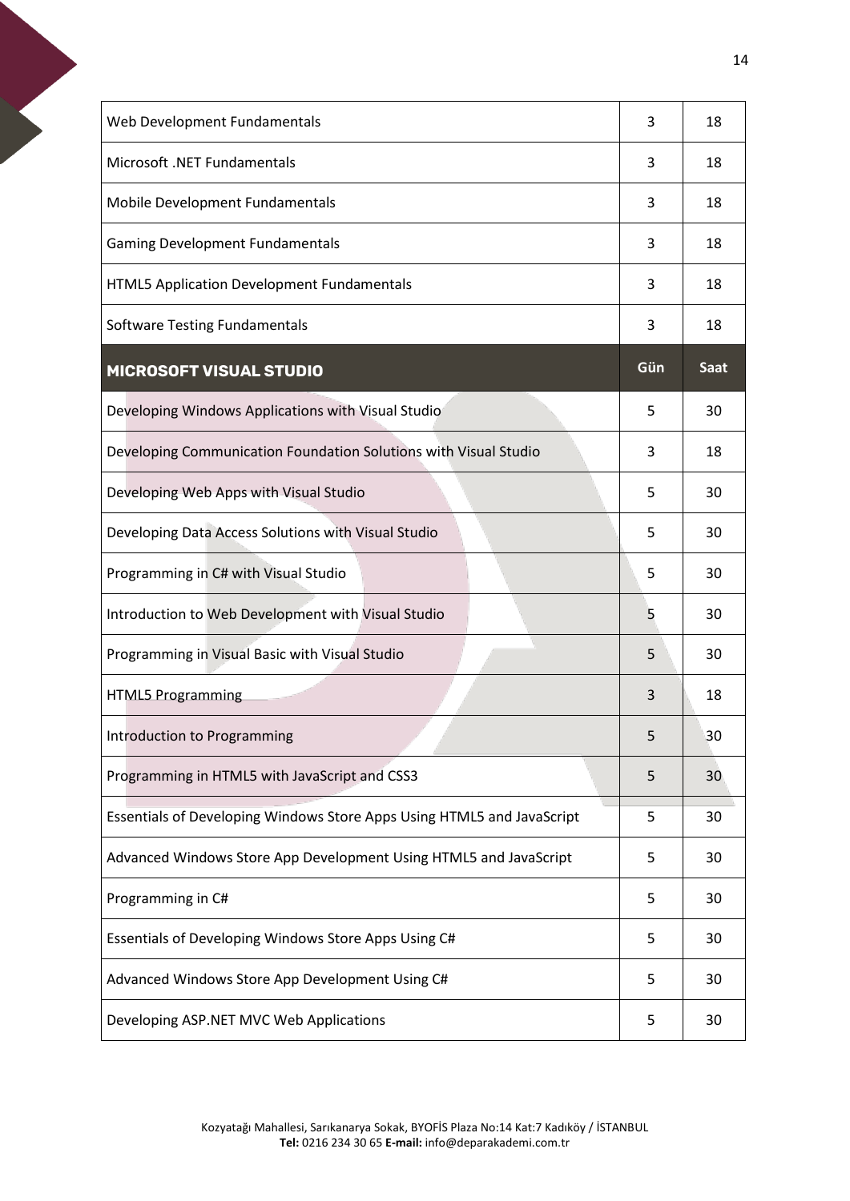| | | |
|---|---|---|
| Web Development Fundamentals | 3 | 18 |
| Microsoft .NET Fundamentals | 3 | 18 |
| Mobile Development Fundamentals | 3 | 18 |
| Gaming Development Fundamentals | 3 | 18 |
| HTML5 Application Development Fundamentals | 3 | 18 |
| Software Testing Fundamentals | 3 | 18 |
| **MICROSOFT VISUAL STUDIO** | **Gün** | **Saat** |
| Developing Windows Applications with Visual Studio | 5 | 30 |
| Developing Communication Foundation Solutions with Visual Studio | 3 | 18 |
| Developing Web Apps with Visual Studio | 5 | 30 |
| Developing Data Access Solutions with Visual Studio | 5 | 30 |
| Programming in C# with Visual Studio | 5 | 30 |
| Introduction to Web Development with Visual Studio | 5 | 30 |
| Programming in Visual Basic with Visual Studio | 5 | 30 |
| HTML5 Programming | 3 | 18 |
| Introduction to Programming | 5 | 30 |
| Programming in HTML5 with JavaScript and CSS3 | 5 | 30 |
| Essentials of Developing Windows Store Apps Using HTML5 and JavaScript | 5 | 30 |
| Advanced Windows Store App Development Using HTML5 and JavaScript | 5 | 30 |
| Programming in C# | 5 | 30 |
| Essentials of Developing Windows Store Apps Using C# | 5 | 30 |
| Advanced Windows Store App Development Using C# | 5 | 30 |
| Developing ASP.NET MVC Web Applications | 5 | 30 |

Kozyatağı Mahallesi, Sarıkanarya Sokak, BYOFİS Plaza No:14 Kat:7 Kadıköy / İSTANBUL
**Tel:** 0216 234 30 65 **E-mail:** info@deparakademi.com.tr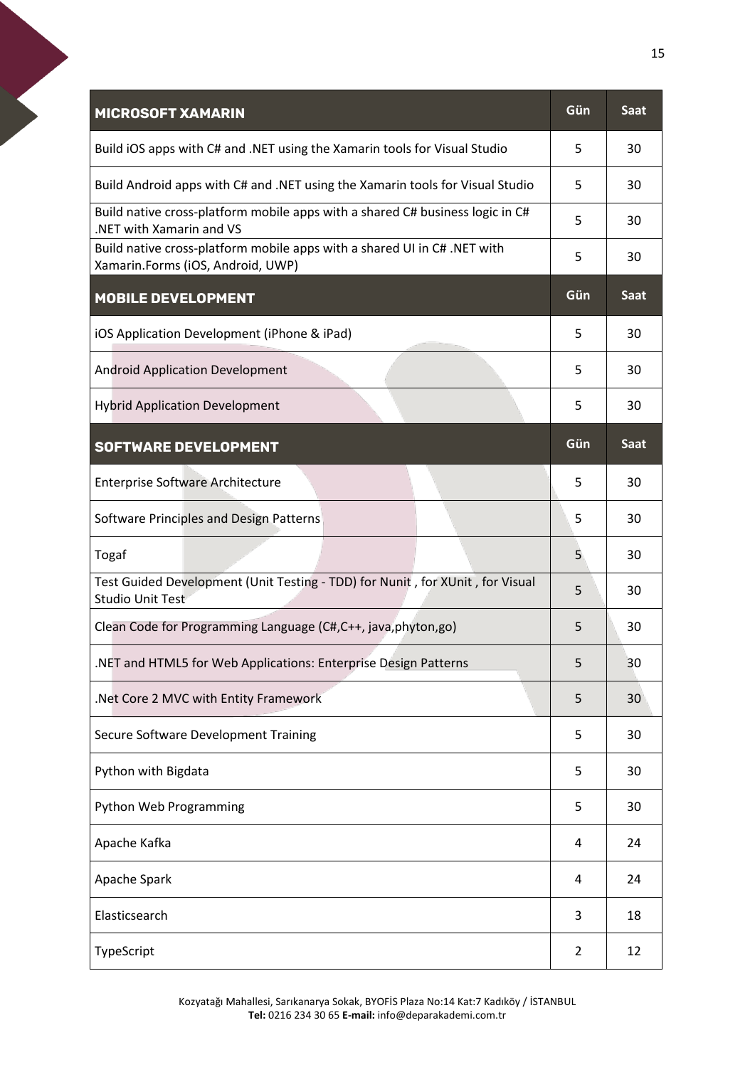| MICROSOFT XAMARIN | Gün | Saat |
|---|---|---|
| Build iOS apps with C# and .NET using the Xamarin tools for Visual Studio | 5 | 30 |
| Build Android apps with C# and .NET using the Xamarin tools for Visual Studio | 5 | 30 |
| Build native cross-platform mobile apps with a shared C# business logic in C# .NET with Xamarin and VS | 5 | 30 |
| Build native cross-platform mobile apps with a shared UI in C# .NET with Xamarin.Forms (iOS, Android, UWP) | 5 | 30 |

| MOBILE DEVELOPMENT | Gün | Saat |
|---|---|---|
| iOS Application Development (iPhone & iPad) | 5 | 30 |
| Android Application Development | 5 | 30 |
| Hybrid Application Development | 5 | 30 |

| SOFTWARE DEVELOPMENT | Gün | Saat |
|---|---|---|
| Enterprise Software Architecture | 5 | 30 |
| Software Principles and Design Patterns | 5 | 30 |
| Togaf | 5 | 30 |
| Test Guided Development (Unit Testing - TDD) for Nunit , for XUnit , for Visual Studio Unit Test | 5 | 30 |
| Clean Code for Programming Language (C#,C++, java,phyton,go) | 5 | 30 |
| .NET and HTML5 for Web Applications: Enterprise Design Patterns | 5 | 30 |
| .Net Core 2 MVC with Entity Framework | 5 | 30 |
| Secure Software Development Training | 5 | 30 |
| Python with Bigdata | 5 | 30 |
| Python Web Programming | 5 | 30 |
| Apache Kafka | 4 | 24 |
| Apache Spark | 4 | 24 |
| Elasticsearch | 3 | 18 |
| TypeScript | 2 | 12 |

Kozyatağı Mahallesi, Sarıkanarya Sokak, BYOFİS Plaza No:14 Kat:7 Kadıköy / İSTANBUL
**Tel:** 0216 234 30 65 **E-mail:** info@deparakademi.com.tr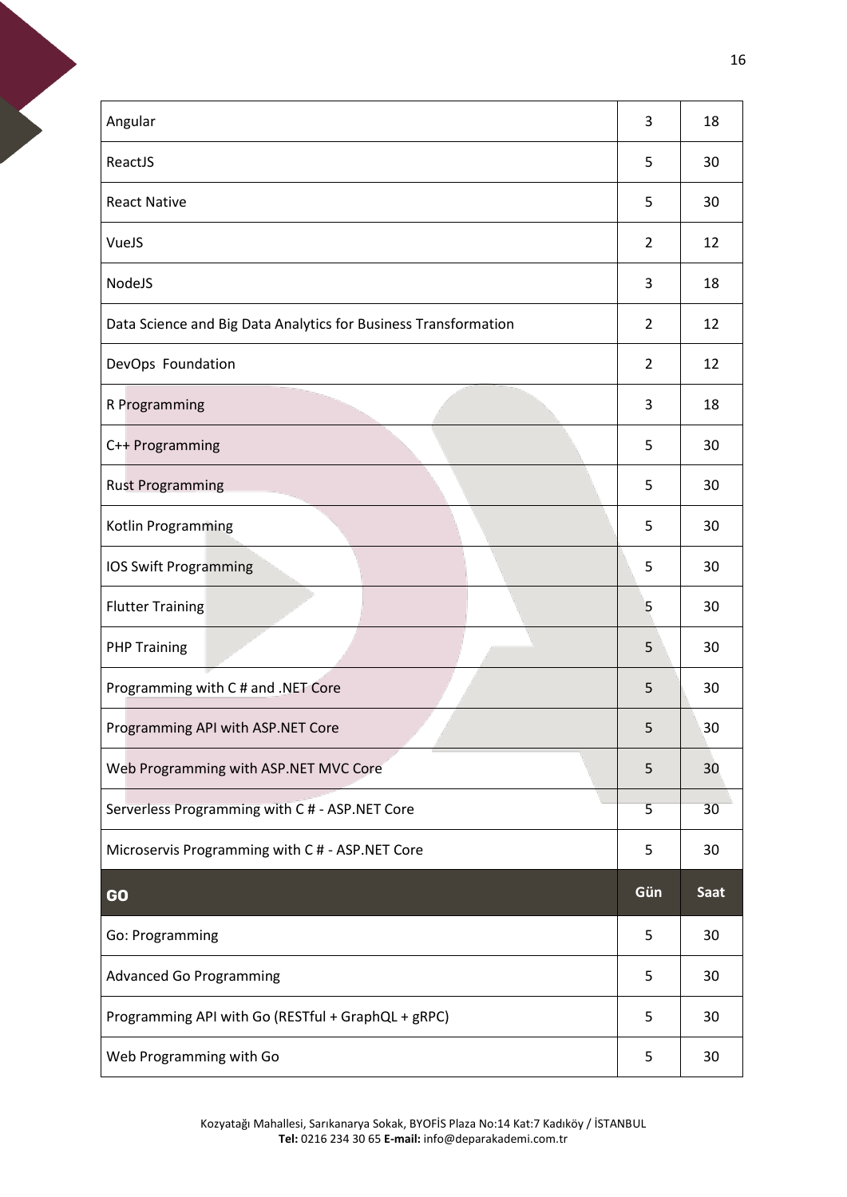| | | |
|---|---|---|
| Angular | 3 | 18 |
| ReactJS | 5 | 30 |
| React Native | 5 | 30 |
| VueJS | 2 | 12 |
| NodeJS | 3 | 18 |
| Data Science and Big Data Analytics for Business Transformation | 2 | 12 |
| DevOps  Foundation | 2 | 12 |
| R Programming | 3 | 18 |
| C++ Programming | 5 | 30 |
| Rust Programming | 5 | 30 |
| Kotlin Programming | 5 | 30 |
| IOS Swift Programming | 5 | 30 |
| Flutter Training | 5 | 30 |
| PHP Training | 5 | 30 |
| Programming with C # and .NET Core | 5 | 30 |
| Programming API with ASP.NET Core | 5 | 30 |
| Web Programming with ASP.NET MVC Core | 5 | 30 |
| Serverless Programming with C # - ASP.NET Core | 5 | 30 |
| Microservis Programming with C # - ASP.NET Core | 5 | 30 |

| GO | Gün | Saat |
|---|---|---|
| Go: Programming | 5 | 30 |
| Advanced Go Programming | 5 | 30 |
| Programming API with Go (RESTful + GraphQL + gRPC) | 5 | 30 |
| Web Programming with Go | 5 | 30 |

Kozyatağı Mahallesi, Sarıkanarya Sokak, BYOFİS Plaza No:14 Kat:7 Kadıköy / İSTANBUL
**Tel:** 0216 234 30 65 **E-mail:** info@deparakademi.com.tr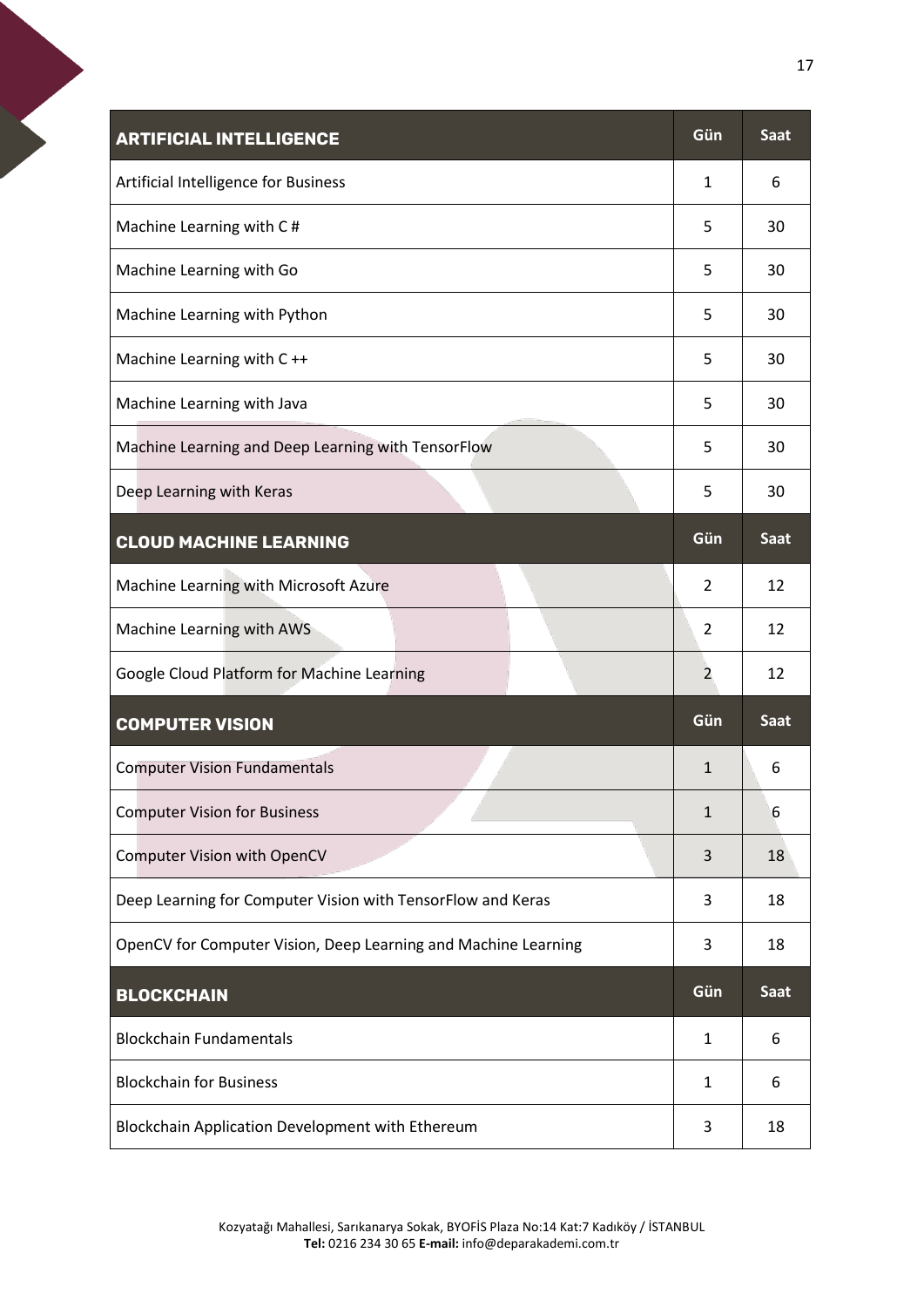| ARTIFICIAL INTELLIGENCE | Gün | Saat |
|---|---|---|
| Artificial Intelligence for Business | 1 | 6 |
| Machine Learning with C # | 5 | 30 |
| Machine Learning with Go | 5 | 30 |
| Machine Learning with Python | 5 | 30 |
| Machine Learning with C ++ | 5 | 30 |
| Machine Learning with Java | 5 | 30 |
| Machine Learning and Deep Learning with TensorFlow | 5 | 30 |
| Deep Learning with Keras | 5 | 30 |

| CLOUD MACHINE LEARNING | Gün | Saat |
|---|---|---|
| Machine Learning with Microsoft Azure | 2 | 12 |
| Machine Learning with AWS | 2 | 12 |
| Google Cloud Platform for Machine Learning | 2 | 12 |

| COMPUTER VISION | Gün | Saat |
|---|---|---|
| Computer Vision Fundamentals | 1 | 6 |
| Computer Vision for Business | 1 | 6 |
| Computer Vision with OpenCV | 3 | 18 |
| Deep Learning for Computer Vision with TensorFlow and Keras | 3 | 18 |
| OpenCV for Computer Vision, Deep Learning and Machine Learning | 3 | 18 |

| BLOCKCHAIN | Gün | Saat |
|---|---|---|
| Blockchain Fundamentals | 1 | 6 |
| Blockchain for Business | 1 | 6 |
| Blockchain Application Development with Ethereum | 3 | 18 |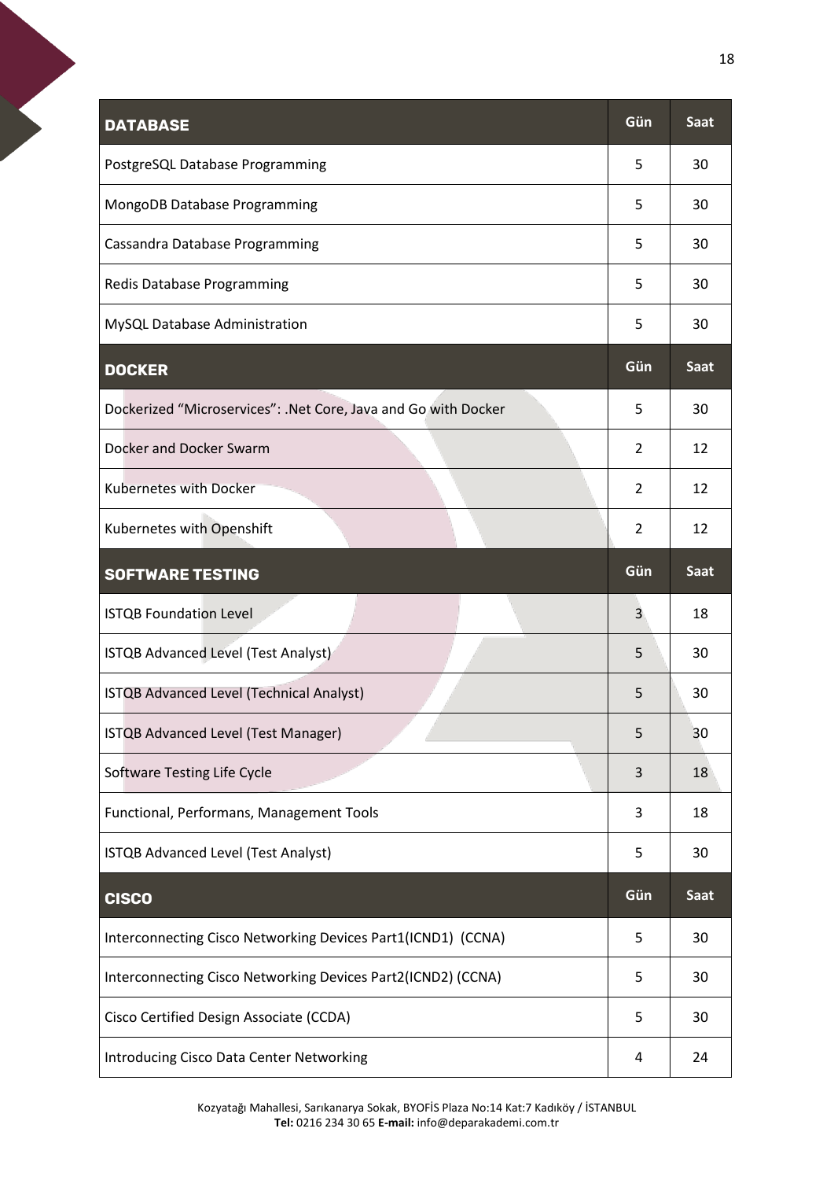| DATABASE | Gün | Saat |
| --- | --- | --- |
| PostgreSQL Database Programming | 5 | 30 |
| MongoDB Database Programming | 5 | 30 |
| Cassandra Database Programming | 5 | 30 |
| Redis Database Programming | 5 | 30 |
| MySQL Database Administration | 5 | 30 |

| DOCKER | Gün | Saat |
| --- | --- | --- |
| Dockerized “Microservices”: .Net Core, Java and Go with Docker | 5 | 30 |
| Docker and Docker Swarm | 2 | 12 |
| Kubernetes with Docker | 2 | 12 |
| Kubernetes with Openshift | 2 | 12 |

| SOFTWARE TESTING | Gün | Saat |
| --- | --- | --- |
| ISTQB Foundation Level | 3 | 18 |
| ISTQB Advanced Level (Test Analyst) | 5 | 30 |
| ISTQB Advanced Level (Technical Analyst) | 5 | 30 |
| ISTQB Advanced Level (Test Manager) | 5 | 30 |
| Software Testing Life Cycle | 3 | 18 |
| Functional, Performans, Management Tools | 3 | 18 |
| ISTQB Advanced Level (Test Analyst) | 5 | 30 |

| CISCO | Gün | Saat |
| --- | --- | --- |
| Interconnecting Cisco Networking Devices Part1(ICND1) (CCNA) | 5 | 30 |
| Interconnecting Cisco Networking Devices Part2(ICND2) (CCNA) | 5 | 30 |
| Cisco Certified Design Associate (CCDA) | 5 | 30 |
| Introducing Cisco Data Center Networking | 4 | 24 |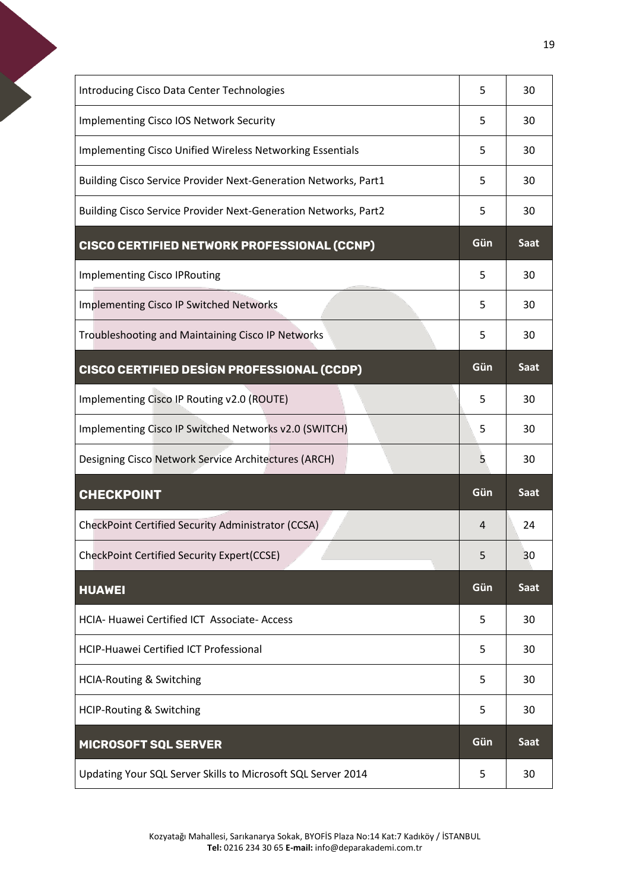| | | |
|---|---|---|
| Introducing Cisco Data Center Technologies | 5 | 30 |
| Implementing Cisco IOS Network Security | 5 | 30 |
| Implementing Cisco Unified Wireless Networking Essentials | 5 | 30 |
| Building Cisco Service Provider Next-Generation Networks, Part1 | 5 | 30 |
| Building Cisco Service Provider Next-Generation Networks, Part2 | 5 | 30 |
| **CISCO CERTIFIED NETWORK PROFESSIONAL (CCNP)** | **Gün** | **Saat** |
| Implementing Cisco IPRouting | 5 | 30 |
| Implementing Cisco IP Switched Networks | 5 | 30 |
| Troubleshooting and Maintaining Cisco IP Networks | 5 | 30 |
| **CISCO CERTIFIED DESİGN PROFESSIONAL (CCDP)** | **Gün** | **Saat** |
| Implementing Cisco IP Routing v2.0 (ROUTE) | 5 | 30 |
| Implementing Cisco IP Switched Networks v2.0 (SWITCH) | 5 | 30 |
| Designing Cisco Network Service Architectures (ARCH) | 5 | 30 |
| **CHECKPOINT** | **Gün** | **Saat** |
| CheckPoint Certified Security Administrator (CCSA) | 4 | 24 |
| CheckPoint Certified Security Expert(CCSE) | 5 | 30 |
| **HUAWEI** | **Gün** | **Saat** |
| HCIA- Huawei Certified ICT Associate- Access | 5 | 30 |
| HCIP-Huawei Certified ICT Professional | 5 | 30 |
| HCIA-Routing & Switching | 5 | 30 |
| HCIP-Routing & Switching | 5 | 30 |
| **MICROSOFT SQL SERVER** | **Gün** | **Saat** |
| Updating Your SQL Server Skills to Microsoft SQL Server 2014 | 5 | 30 |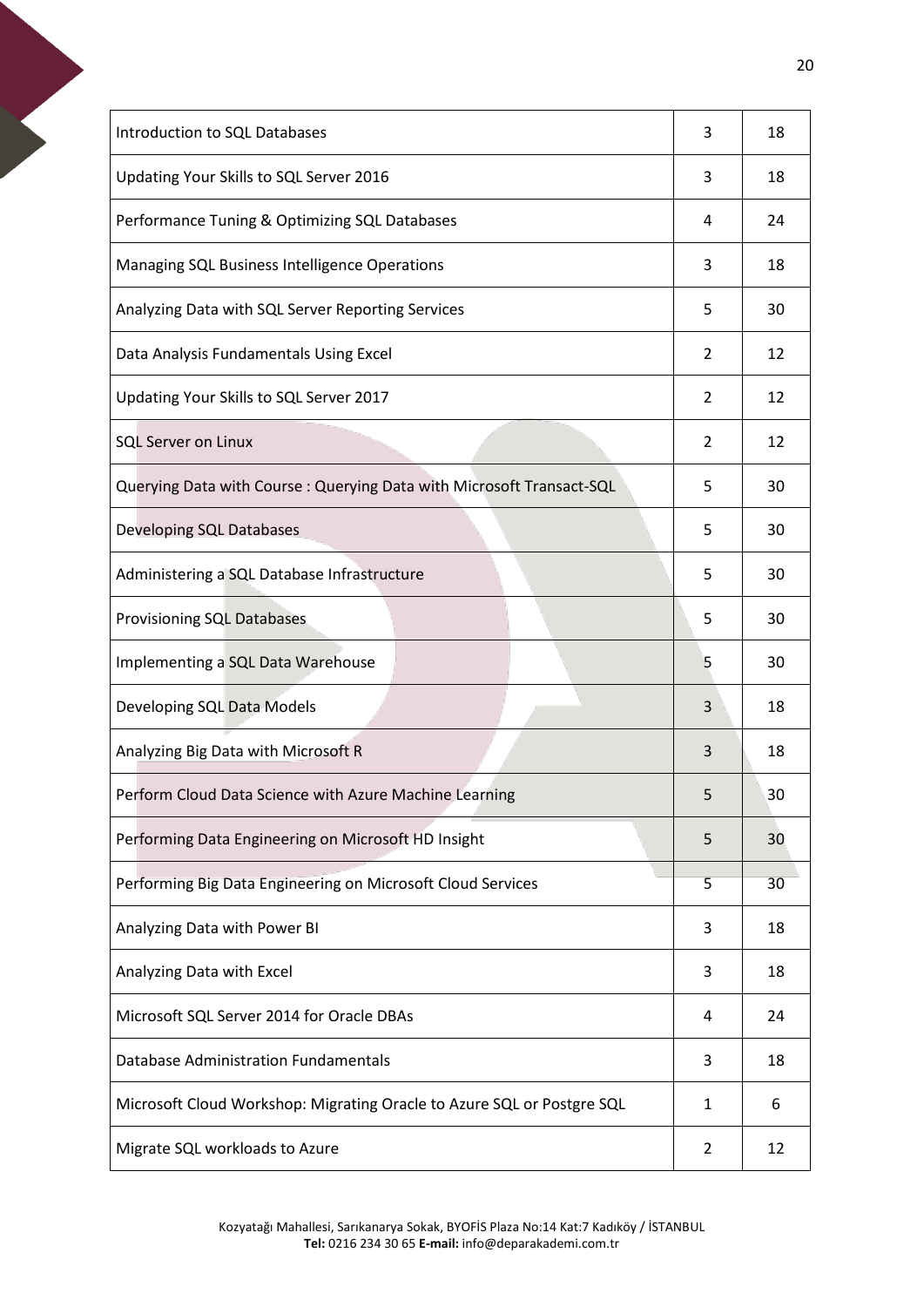| Introduction to SQL Databases | 3 | 18 |
|---|---|---|
| Updating Your Skills to SQL Server 2016 | 3 | 18 |
| Performance Tuning & Optimizing SQL Databases | 4 | 24 |
| Managing SQL Business Intelligence Operations | 3 | 18 |
| Analyzing Data with SQL Server Reporting Services | 5 | 30 |
| Data Analysis Fundamentals Using Excel | 2 | 12 |
| Updating Your Skills to SQL Server 2017 | 2 | 12 |
| SQL Server on Linux | 2 | 12 |
| Querying Data with Course : Querying Data with Microsoft Transact-SQL | 5 | 30 |
| Developing SQL Databases | 5 | 30 |
| Administering a SQL Database Infrastructure | 5 | 30 |
| Provisioning SQL Databases | 5 | 30 |
| Implementing a SQL Data Warehouse | 5 | 30 |
| Developing SQL Data Models | 3 | 18 |
| Analyzing Big Data with Microsoft R | 3 | 18 |
| Perform Cloud Data Science with Azure Machine Learning | 5 | 30 |
| Performing Data Engineering on Microsoft HD Insight | 5 | 30 |
| Performing Big Data Engineering on Microsoft Cloud Services | 5 | 30 |
| Analyzing Data with Power BI | 3 | 18 |
| Analyzing Data with Excel | 3 | 18 |
| Microsoft SQL Server 2014 for Oracle DBAs | 4 | 24 |
| Database Administration Fundamentals | 3 | 18 |
| Microsoft Cloud Workshop: Migrating Oracle to Azure SQL or Postgre SQL | 1 | 6 |
| Migrate SQL workloads to Azure | 2 | 12 |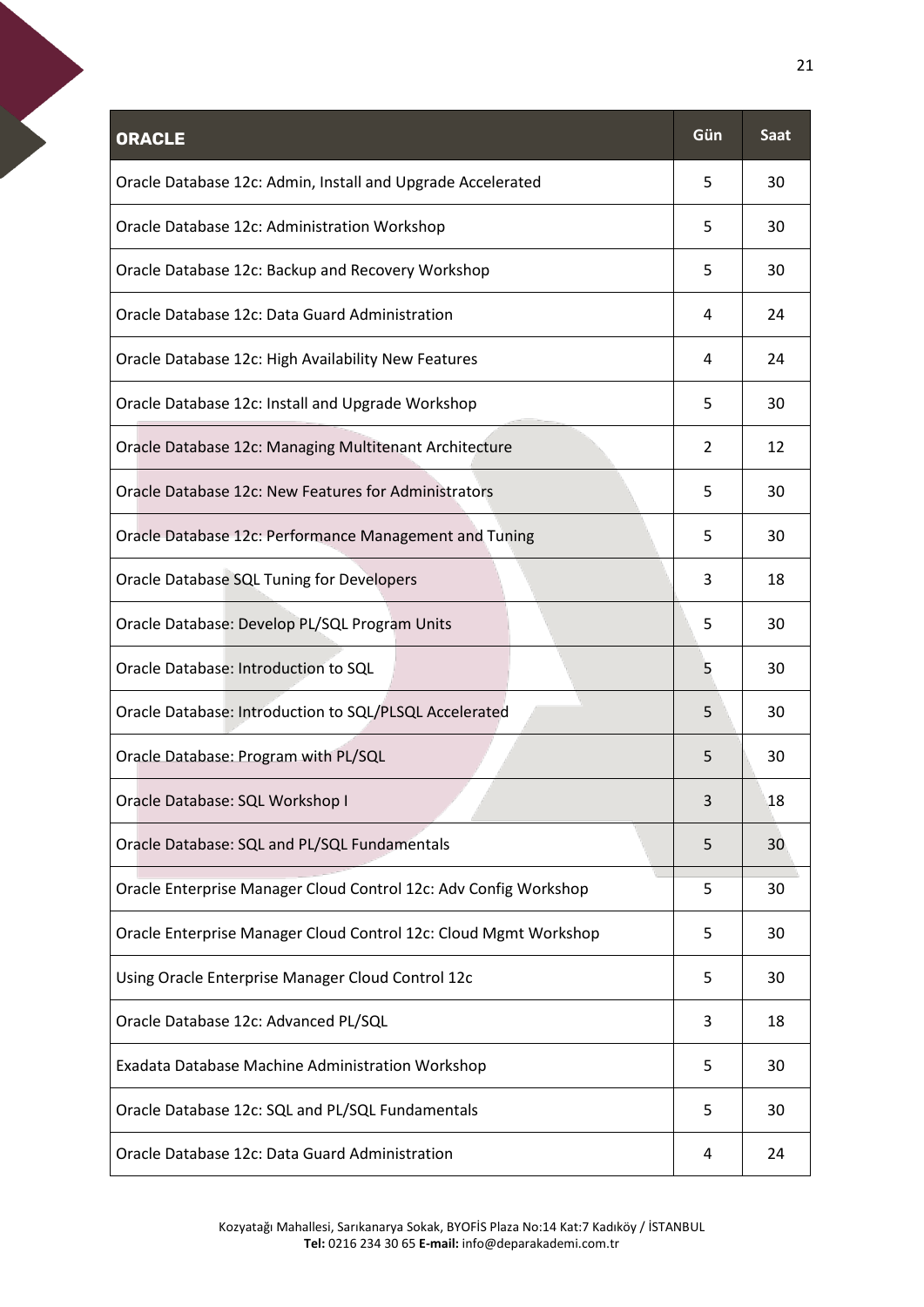| ORACLE | Gün | Saat |
|---|---|---|
| Oracle Database 12c: Admin, Install and Upgrade Accelerated | 5 | 30 |
| Oracle Database 12c: Administration Workshop | 5 | 30 |
| Oracle Database 12c: Backup and Recovery Workshop | 5 | 30 |
| Oracle Database 12c: Data Guard Administration | 4 | 24 |
| Oracle Database 12c: High Availability New Features | 4 | 24 |
| Oracle Database 12c: Install and Upgrade Workshop | 5 | 30 |
| Oracle Database 12c: Managing Multitenant Architecture | 2 | 12 |
| Oracle Database 12c: New Features for Administrators | 5 | 30 |
| Oracle Database 12c: Performance Management and Tuning | 5 | 30 |
| Oracle Database SQL Tuning for Developers | 3 | 18 |
| Oracle Database: Develop PL/SQL Program Units | 5 | 30 |
| Oracle Database: Introduction to SQL | 5 | 30 |
| Oracle Database: Introduction to SQL/PLSQL Accelerated | 5 | 30 |
| Oracle Database: Program with PL/SQL | 5 | 30 |
| Oracle Database: SQL Workshop I | 3 | 18 |
| Oracle Database: SQL and PL/SQL Fundamentals | 5 | 30 |
| Oracle Enterprise Manager Cloud Control 12c: Adv Config Workshop | 5 | 30 |
| Oracle Enterprise Manager Cloud Control 12c: Cloud Mgmt Workshop | 5 | 30 |
| Using Oracle Enterprise Manager Cloud Control 12c | 5 | 30 |
| Oracle Database 12c: Advanced PL/SQL | 3 | 18 |
| Exadata Database Machine Administration Workshop | 5 | 30 |
| Oracle Database 12c: SQL and PL/SQL Fundamentals | 5 | 30 |
| Oracle Database 12c: Data Guard Administration | 4 | 24 |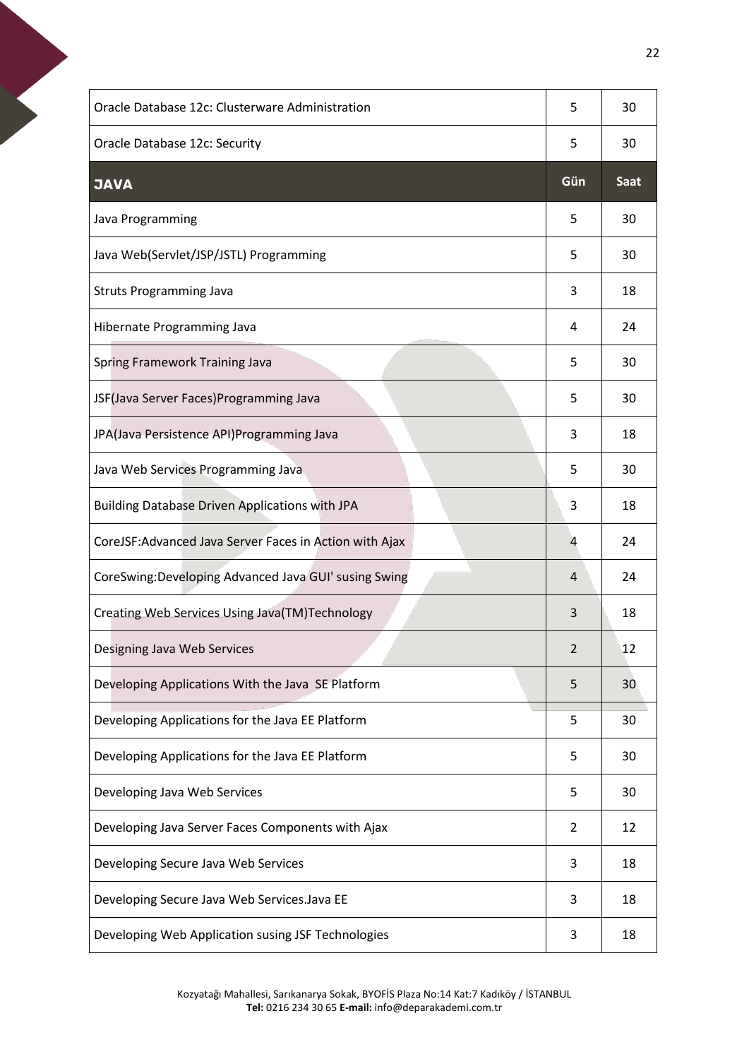| | | |
|---|---|---|
| Oracle Database 12c: Clusterware Administration | 5 | 30 |
| Oracle Database 12c: Security | 5 | 30 |
| **JAVA** | **Gün** | **Saat** |
| Java Programming | 5 | 30 |
| Java Web(Servlet/JSP/JSTL) Programming | 5 | 30 |
| Struts Programming Java | 3 | 18 |
| Hibernate Programming Java | 4 | 24 |
| Spring Framework Training Java | 5 | 30 |
| JSF(Java Server Faces)Programming Java | 5 | 30 |
| JPA(Java Persistence API)Programming Java | 3 | 18 |
| Java Web Services Programming Java | 5 | 30 |
| Building Database Driven Applications with JPA | 3 | 18 |
| CoreJSF:Advanced Java Server Faces in Action with Ajax | 4 | 24 |
| CoreSwing:Developing Advanced Java GUI' susing Swing | 4 | 24 |
| Creating Web Services Using Java(TM)Technology | 3 | 18 |
| Designing Java Web Services | 2 | 12 |
| Developing Applications With the Java  SE Platform | 5 | 30 |
| Developing Applications for the Java EE Platform | 5 | 30 |
| Developing Applications for the Java EE Platform | 5 | 30 |
| Developing Java Web Services | 5 | 30 |
| Developing Java Server Faces Components with Ajax | 2 | 12 |
| Developing Secure Java Web Services | 3 | 18 |
| Developing Secure Java Web Services.Java EE | 3 | 18 |
| Developing Web Application susing JSF Technologies | 3 | 18 |

Kozyatağı Mahallesi, Sarıkanarya Sokak, BYOFİS Plaza No:14 Kat:7 Kadıköy / İSTANBUL
**Tel:** 0216 234 30 65 **E-mail:** info@deparakademi.com.tr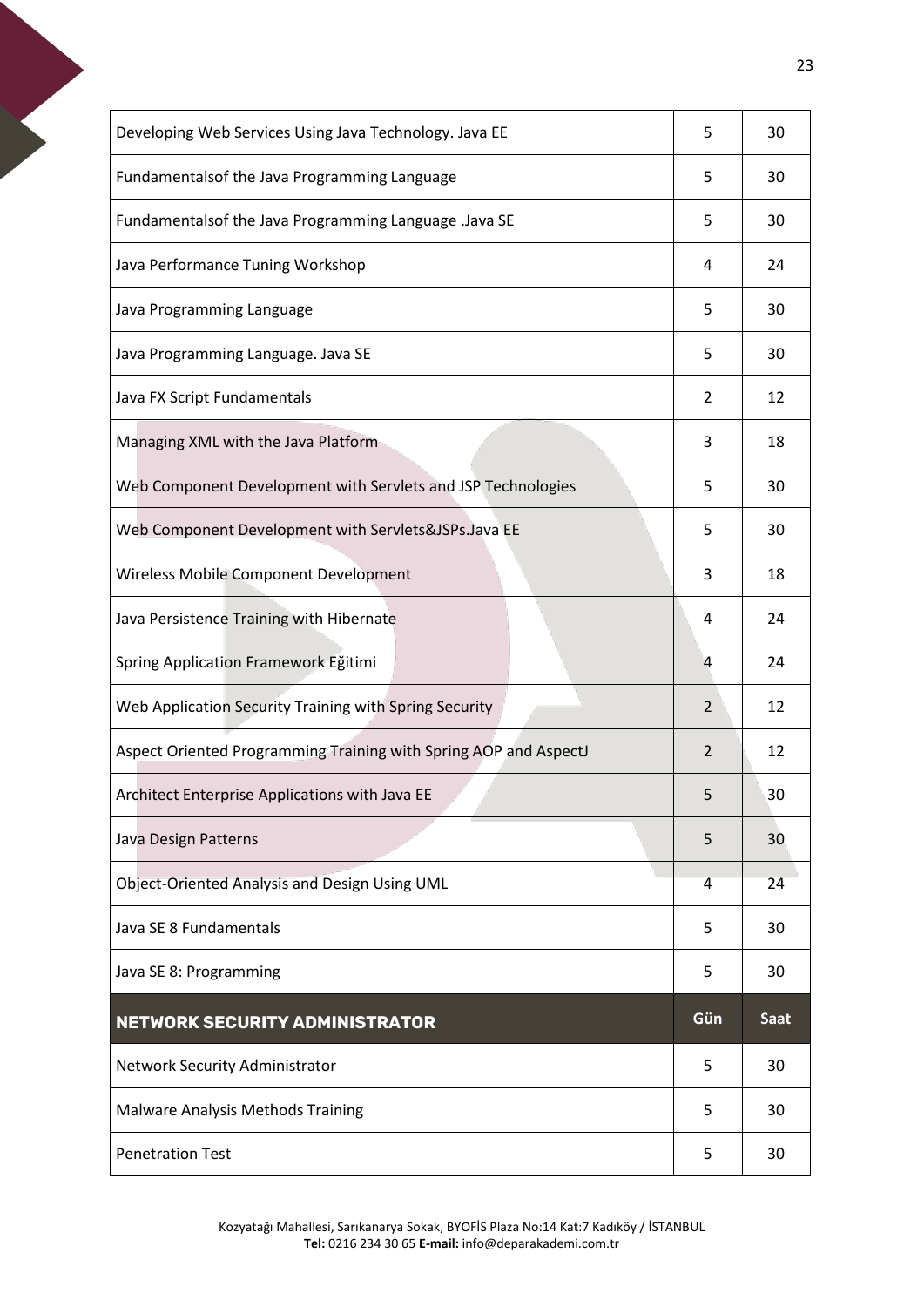| | | |
|---|---|---|
| Developing Web Services Using Java Technology. Java EE | 5 | 30 |
| Fundamentalsof the Java Programming Language | 5 | 30 |
| Fundamentalsof the Java Programming Language .Java SE | 5 | 30 |
| Java Performance Tuning Workshop | 4 | 24 |
| Java Programming Language | 5 | 30 |
| Java Programming Language. Java SE | 5 | 30 |
| Java FX Script Fundamentals | 2 | 12 |
| Managing XML with the Java Platform | 3 | 18 |
| Web Component Development with Servlets and JSP Technologies | 5 | 30 |
| Web Component Development with Servlets&JSPs.Java EE | 5 | 30 |
| Wireless Mobile Component Development | 3 | 18 |
| Java Persistence Training with Hibernate | 4 | 24 |
| Spring Application Framework Eğitimi | 4 | 24 |
| Web Application Security Training with Spring Security | 2 | 12 |
| Aspect Oriented Programming Training with Spring AOP and AspectJ | 2 | 12 |
| Architect Enterprise Applications with Java EE | 5 | 30 |
| Java Design Patterns | 5 | 30 |
| Object-Oriented Analysis and Design Using UML | 4 | 24 |
| Java SE 8 Fundamentals | 5 | 30 |
| Java SE 8: Programming | 5 | 30 |
| **NETWORK SECURITY ADMINISTRATOR** | **Gün** | **Saat** |
| Network Security Administrator | 5 | 30 |
| Malware Analysis Methods Training | 5 | 30 |
| Penetration Test | 5 | 30 |

Kozyatağı Mahallesi, Sarıkanarya Sokak, BYOFİS Plaza No:14 Kat:7 Kadıköy / İSTANBUL
**Tel:** 0216 234 30 65 **E-mail:** info@deparakademi.com.tr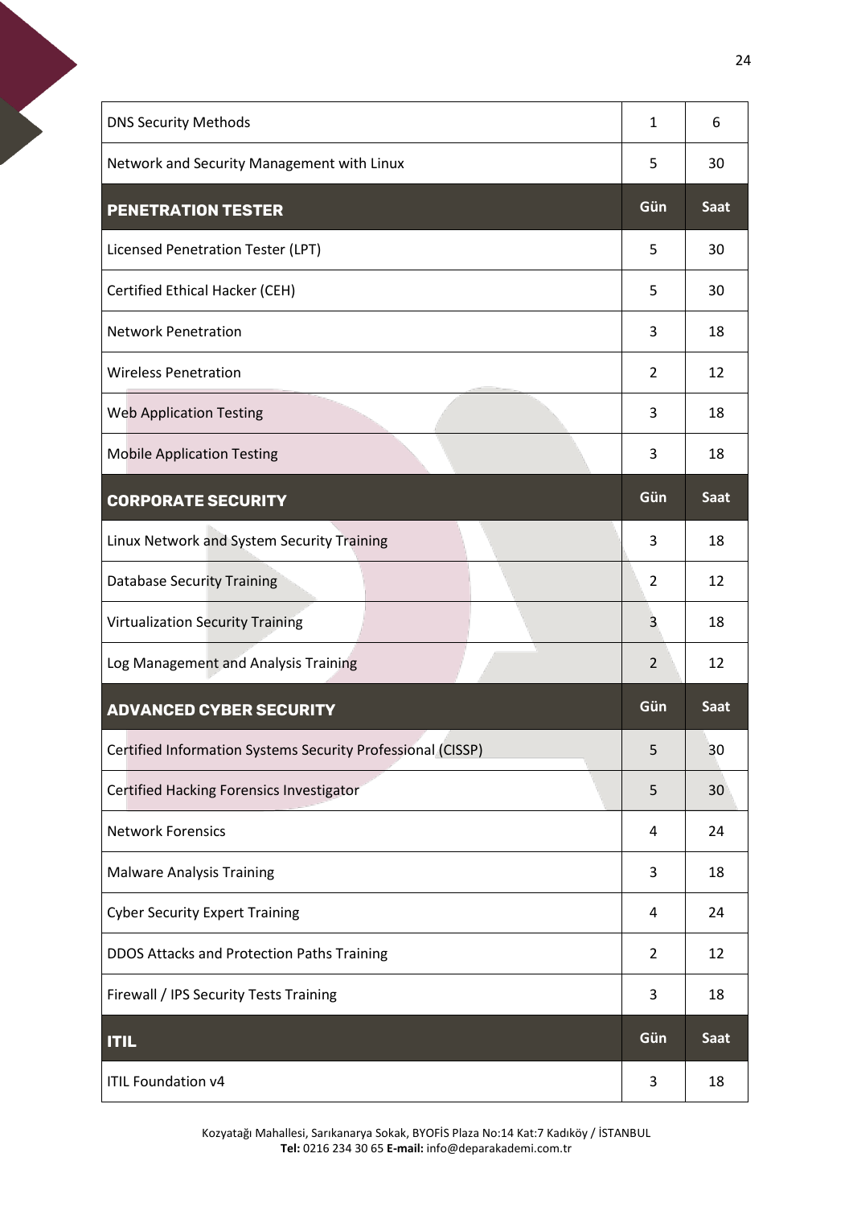| DNS Security Methods | 1 | 6 |
|---|---|---|
| Network and Security Management with Linux | 5 | 30 |
| **PENETRATION TESTER** | **Gün** | **Saat** |
| Licensed Penetration Tester (LPT) | 5 | 30 |
| Certified Ethical Hacker (CEH) | 5 | 30 |
| Network Penetration | 3 | 18 |
| Wireless Penetration | 2 | 12 |
| Web Application Testing | 3 | 18 |
| Mobile Application Testing | 3 | 18 |
| **CORPORATE SECURITY** | **Gün** | **Saat** |
| Linux Network and System Security Training | 3 | 18 |
| Database Security Training | 2 | 12 |
| Virtualization Security Training | 3 | 18 |
| Log Management and Analysis Training | 2 | 12 |
| **ADVANCED CYBER SECURITY** | **Gün** | **Saat** |
| Certified Information Systems Security Professional (CISSP) | 5 | 30 |
| Certified Hacking Forensics Investigator | 5 | 30 |
| Network Forensics | 4 | 24 |
| Malware Analysis Training | 3 | 18 |
| Cyber Security Expert Training | 4 | 24 |
| DDOS Attacks and Protection Paths Training | 2 | 12 |
| Firewall / IPS Security Tests Training | 3 | 18 |
| **ITIL** | **Gün** | **Saat** |
| ITIL Foundation v4 | 3 | 18 |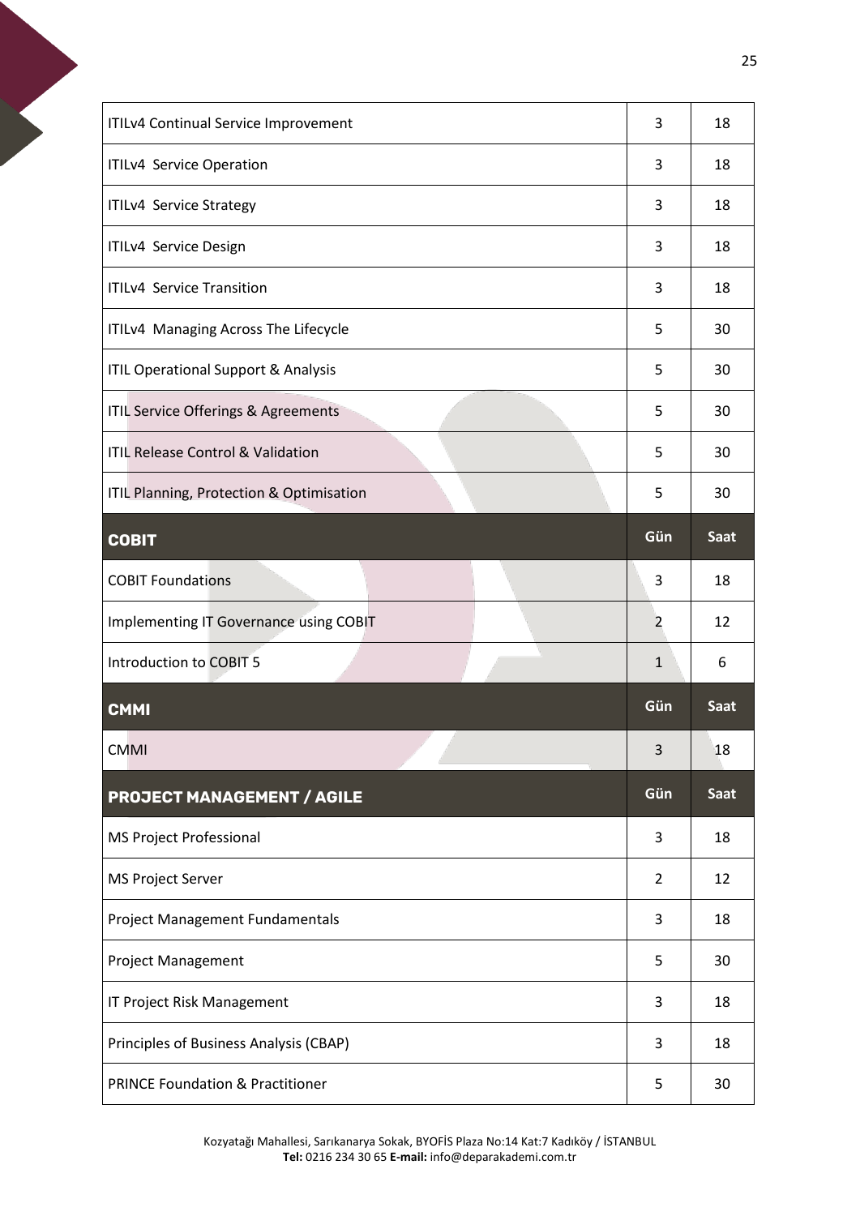| | | |
|---|---|---|
| ITILv4 Continual Service Improvement | 3 | 18 |
| ITILv4 Service Operation | 3 | 18 |
| ITILv4 Service Strategy | 3 | 18 |
| ITILv4 Service Design | 3 | 18 |
| ITILv4 Service Transition | 3 | 18 |
| ITILv4 Managing Across The Lifecycle | 5 | 30 |
| ITIL Operational Support & Analysis | 5 | 30 |
| ITIL Service Offerings & Agreements | 5 | 30 |
| ITIL Release Control & Validation | 5 | 30 |
| ITIL Planning, Protection & Optimisation | 5 | 30 |
| **COBIT** | **Gün** | **Saat** |
| COBIT Foundations | 3 | 18 |
| Implementing IT Governance using COBIT | 2 | 12 |
| Introduction to COBIT 5 | 1 | 6 |
| **CMMI** | **Gün** | **Saat** |
| CMMI | 3 | 18 |
| **PROJECT MANAGEMENT / AGILE** | **Gün** | **Saat** |
| MS Project Professional | 3 | 18 |
| MS Project Server | 2 | 12 |
| Project Management Fundamentals | 3 | 18 |
| Project Management | 5 | 30 |
| IT Project Risk Management | 3 | 18 |
| Principles of Business Analysis (CBAP) | 3 | 18 |
| PRINCE Foundation & Practitioner | 5 | 30 |

Kozyatağı Mahallesi, Sarıkanarya Sokak, BYOFİS Plaza No:14 Kat:7 Kadıköy / İSTANBUL
**Tel:** 0216 234 30 65 **E-mail:** info@deparakademi.com.tr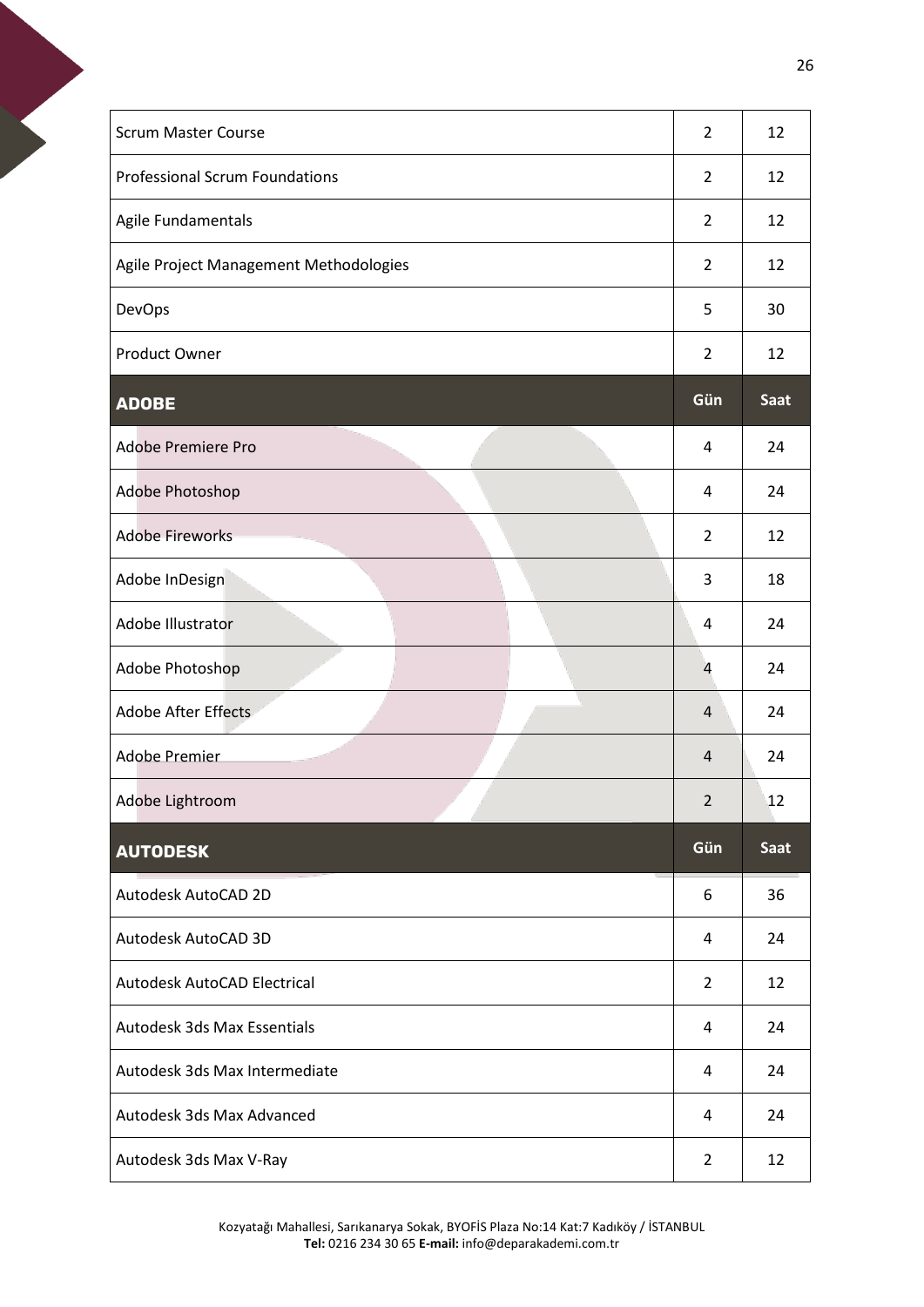| | | |
|---|---|---|
| Scrum Master Course | 2 | 12 |
| Professional Scrum Foundations | 2 | 12 |
| Agile Fundamentals | 2 | 12 |
| Agile Project Management Methodologies | 2 | 12 |
| DevOps | 5 | 30 |
| Product Owner | 2 | 12 |

| ADOBE | Gün | Saat |
|---|---|---|
| Adobe Premiere Pro | 4 | 24 |
| Adobe Photoshop | 4 | 24 |
| Adobe Fireworks | 2 | 12 |
| Adobe InDesign | 3 | 18 |
| Adobe Illustrator | 4 | 24 |
| Adobe Photoshop | 4 | 24 |
| Adobe After Effects | 4 | 24 |
| Adobe Premier | 4 | 24 |
| Adobe Lightroom | 2 | 12 |

| AUTODESK | Gün | Saat |
|---|---|---|
| Autodesk AutoCAD 2D | 6 | 36 |
| Autodesk AutoCAD 3D | 4 | 24 |
| Autodesk AutoCAD Electrical | 2 | 12 |
| Autodesk 3ds Max Essentials | 4 | 24 |
| Autodesk 3ds Max Intermediate | 4 | 24 |
| Autodesk 3ds Max Advanced | 4 | 24 |
| Autodesk 3ds Max V-Ray | 2 | 12 |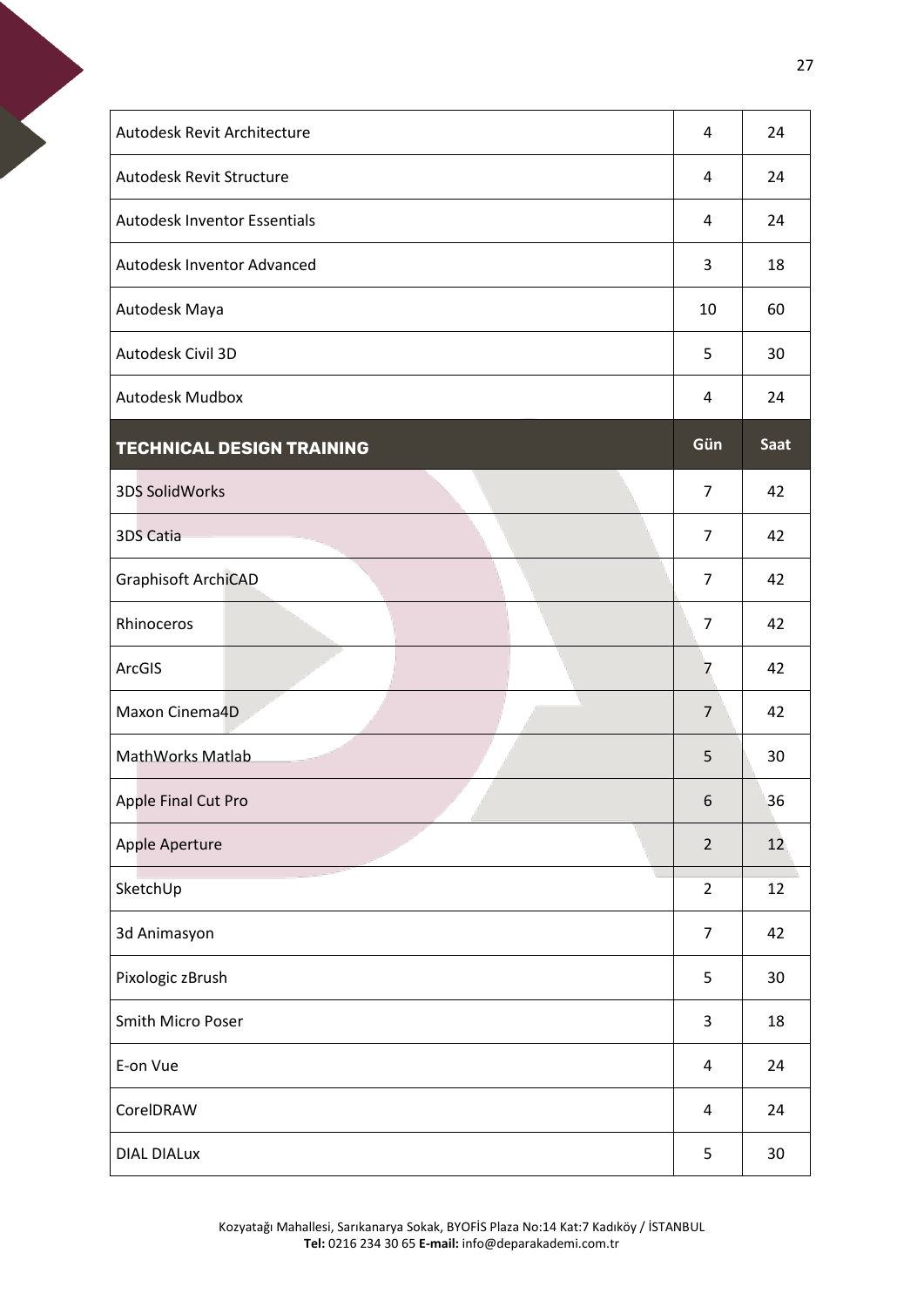| | | |
|---|---|---|
| Autodesk Revit Architecture | 4 | 24 |
| Autodesk Revit Structure | 4 | 24 |
| Autodesk Inventor Essentials | 4 | 24 |
| Autodesk Inventor Advanced | 3 | 18 |
| Autodesk Maya | 10 | 60 |
| Autodesk Civil 3D | 5 | 30 |
| Autodesk Mudbox | 4 | 24 |

| **TECHNICAL DESIGN TRAINING** | **Gün** | **Saat** |
|---|---|---|
| 3DS SolidWorks | 7 | 42 |
| 3DS Catia | 7 | 42 |
| Graphisoft ArchiCAD | 7 | 42 |
| Rhinoceros | 7 | 42 |
| ArcGIS | 7 | 42 |
| Maxon Cinema4D | 7 | 42 |
| MathWorks Matlab | 5 | 30 |
| Apple Final Cut Pro | 6 | 36 |
| Apple Aperture | 2 | 12 |
| SketchUp | 2 | 12 |
| 3d Animasyon | 7 | 42 |
| Pixologic zBrush | 5 | 30 |
| Smith Micro Poser | 3 | 18 |
| E-on Vue | 4 | 24 |
| CorelDRAW | 4 | 24 |
| DIAL DIALux | 5 | 30 |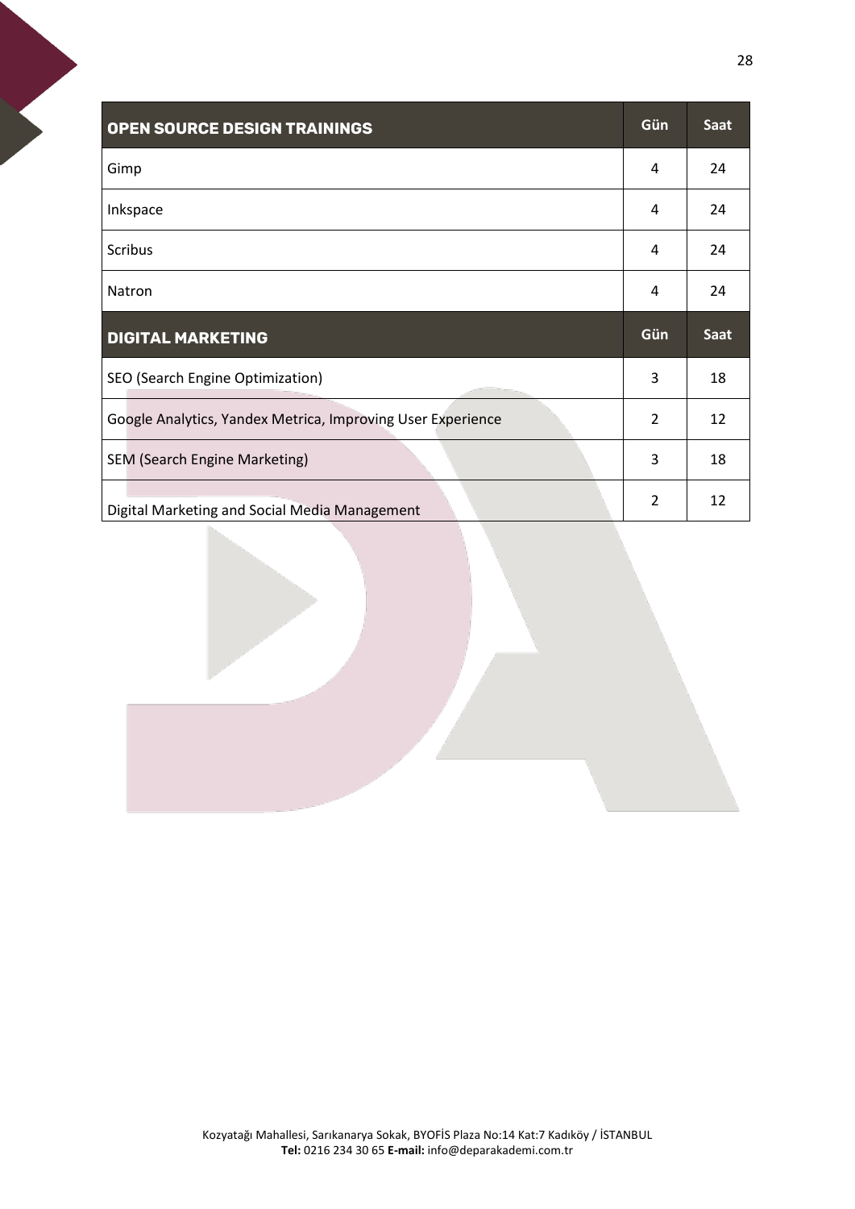| OPEN SOURCE DESIGN TRAININGS | Gün | Saat |
|---|---|---|
| Gimp | 4 | 24 |
| Inkspace | 4 | 24 |
| Scribus | 4 | 24 |
| Natron | 4 | 24 |
| **DIGITAL MARKETING** | **Gün** | **Saat** |
| SEO (Search Engine Optimization) | 3 | 18 |
| Google Analytics, Yandex Metrica, Improving User Experience | 2 | 12 |
| SEM (Search Engine Marketing) | 3 | 18 |
| Digital Marketing and Social Media Management | 2 | 12 |

Kozyatağı Mahallesi, Sarıkanarya Sokak, BYOFİS Plaza No:14 Kat:7 Kadıköy / İSTANBUL
**Tel:** 0216 234 30 65 **E-mail:** info@deparakademi.com.tr